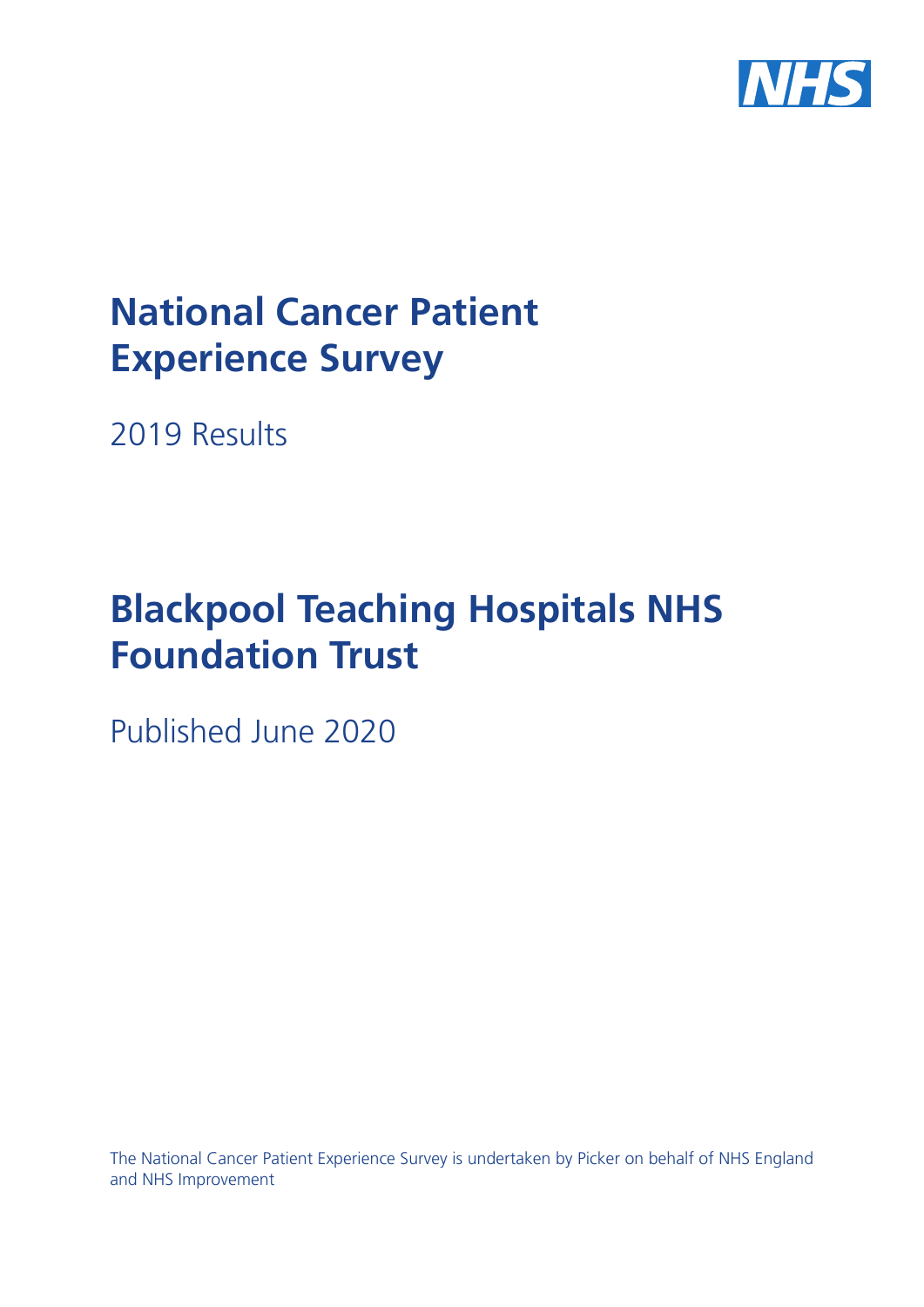# National Cancer Patient Experience Survey

2019 Results

# Blackpool Teaching Hospitals NHS Foundation Trust

Published June 2020

The National Cancer Patient Experience Survey is undertaken by Picker on behalf of NHS England and NHS Improvement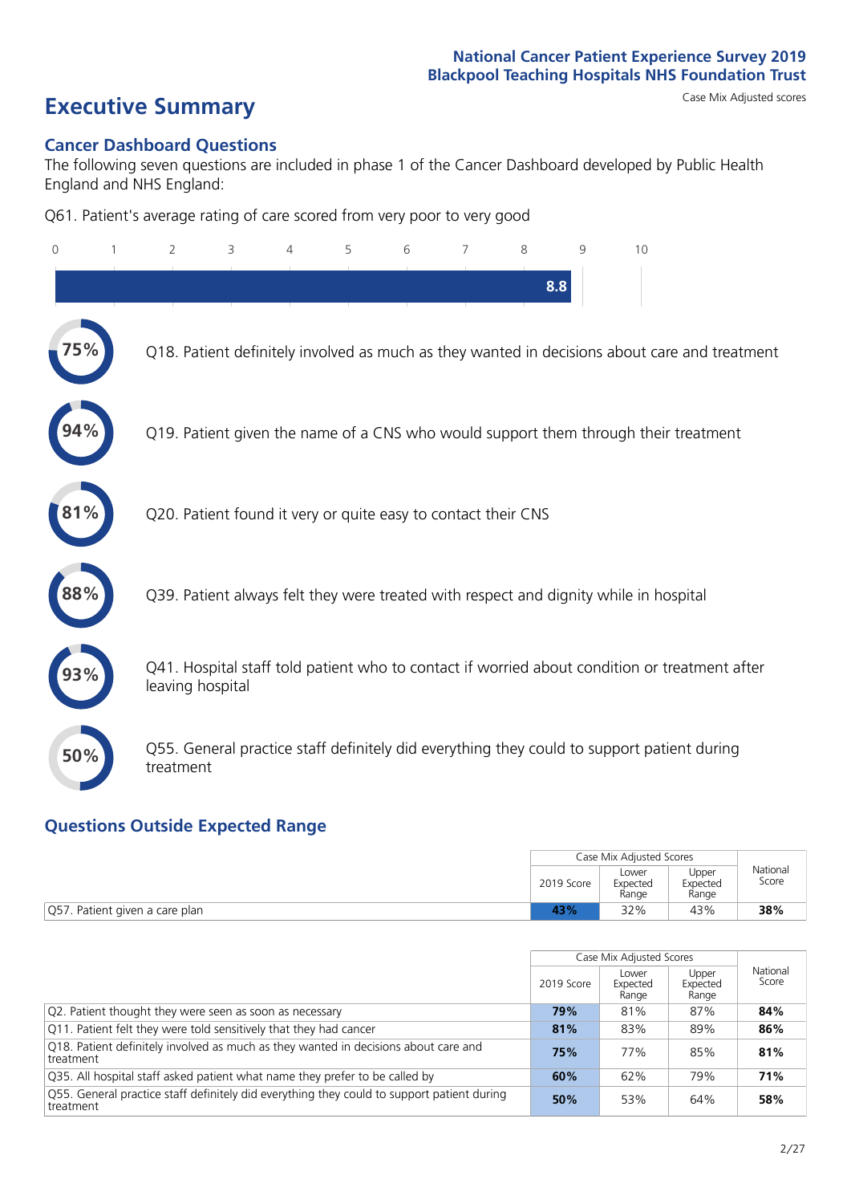National Cancer Patient Experience Survey 2019
Blackpool Teaching Hospitals NHS Foundation Trust

# Executive Summary

Case Mix Adjusted scores

## Cancer Dashboard Questions

The following seven questions are included in phase 1 of the Cancer Dashboard developed by Public Health England and NHS England:

Q61. Patient's average rating of care scored from very poor to very good

8.8

75% Q18. Patient definitely involved as much as they wanted in decisions about care and treatment

94% Q19. Patient given the name of a CNS who would support them through their treatment

81% Q20. Patient found it very or quite easy to contact their CNS

88% Q39. Patient always felt they were treated with respect and dignity while in hospital

93% Q41. Hospital staff told patient who to contact if worried about condition or treatment after leaving hospital

50% Q55. General practice staff definitely did everything they could to support patient during treatment

## Questions Outside Expected Range

| | Case Mix Adjusted Scores | | | National Score |
|---|---|---|---|---|
| | 2019 Score | Lower Expected Range | Upper Expected Range | |
| Q57. Patient given a care plan | **43%** | 32% | 43% | **38%** |

| | Case Mix Adjusted Scores | | | National Score |
|---|---|---|---|---|
| | 2019 Score | Lower Expected Range | Upper Expected Range | |
| Q2. Patient thought they were seen as soon as necessary | **79%** | 81% | 87% | **84%** |
| Q11. Patient felt they were told sensitively that they had cancer | **81%** | 83% | 89% | **86%** |
| Q18. Patient definitely involved as much as they wanted in decisions about care and treatment | **75%** | 77% | 85% | **81%** |
| Q35. All hospital staff asked patient what name they prefer to be called by | **60%** | 62% | 79% | **71%** |
| Q55. General practice staff definitely did everything they could to support patient during treatment | **50%** | 53% | 64% | **58%** |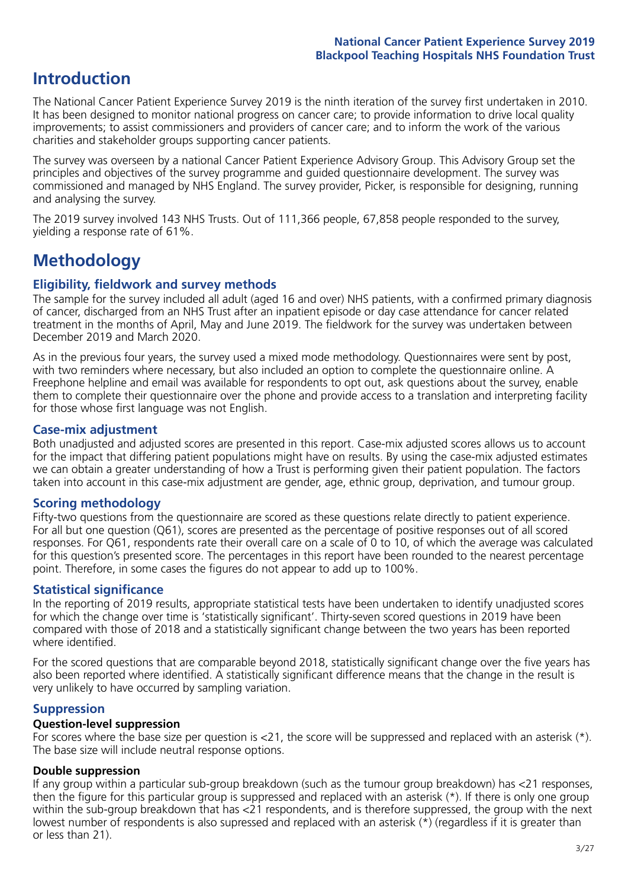# Introduction

The National Cancer Patient Experience Survey 2019 is the ninth iteration of the survey first undertaken in 2010. It has been designed to monitor national progress on cancer care; to provide information to drive local quality improvements; to assist commissioners and providers of cancer care; and to inform the work of the various charities and stakeholder groups supporting cancer patients.

The survey was overseen by a national Cancer Patient Experience Advisory Group. This Advisory Group set the principles and objectives of the survey programme and guided questionnaire development. The survey was commissioned and managed by NHS England. The survey provider, Picker, is responsible for designing, running and analysing the survey.

The 2019 survey involved 143 NHS Trusts. Out of 111,366 people, 67,858 people responded to the survey, yielding a response rate of 61%.

# Methodology

## Eligibility, fieldwork and survey methods

The sample for the survey included all adult (aged 16 and over) NHS patients, with a confirmed primary diagnosis of cancer, discharged from an NHS Trust after an inpatient episode or day case attendance for cancer related treatment in the months of April, May and June 2019. The fieldwork for the survey was undertaken between December 2019 and March 2020.

As in the previous four years, the survey used a mixed mode methodology. Questionnaires were sent by post, with two reminders where necessary, but also included an option to complete the questionnaire online. A Freephone helpline and email was available for respondents to opt out, ask questions about the survey, enable them to complete their questionnaire over the phone and provide access to a translation and interpreting facility for those whose first language was not English.

## Case-mix adjustment

Both unadjusted and adjusted scores are presented in this report. Case-mix adjusted scores allows us to account for the impact that differing patient populations might have on results. By using the case-mix adjusted estimates we can obtain a greater understanding of how a Trust is performing given their patient population. The factors taken into account in this case-mix adjustment are gender, age, ethnic group, deprivation, and tumour group.

## Scoring methodology

Fifty-two questions from the questionnaire are scored as these questions relate directly to patient experience. For all but one question (Q61), scores are presented as the percentage of positive responses out of all scored responses. For Q61, respondents rate their overall care on a scale of 0 to 10, of which the average was calculated for this question's presented score. The percentages in this report have been rounded to the nearest percentage point. Therefore, in some cases the figures do not appear to add up to 100%.

## Statistical significance

In the reporting of 2019 results, appropriate statistical tests have been undertaken to identify unadjusted scores for which the change over time is 'statistically significant'. Thirty-seven scored questions in 2019 have been compared with those of 2018 and a statistically significant change between the two years has been reported where identified.

For the scored questions that are comparable beyond 2018, statistically significant change over the five years has also been reported where identified. A statistically significant difference means that the change in the result is very unlikely to have occurred by sampling variation.

## Suppression

### Question-level suppression

For scores where the base size per question is <21, the score will be suppressed and replaced with an asterisk (*). The base size will include neutral response options.

### Double suppression

If any group within a particular sub-group breakdown (such as the tumour group breakdown) has <21 responses, then the figure for this particular group is suppressed and replaced with an asterisk (*). If there is only one group within the sub-group breakdown that has <21 respondents, and is therefore suppressed, the group with the next lowest number of respondents is also supressed and replaced with an asterisk (*) (regardless if it is greater than or less than 21).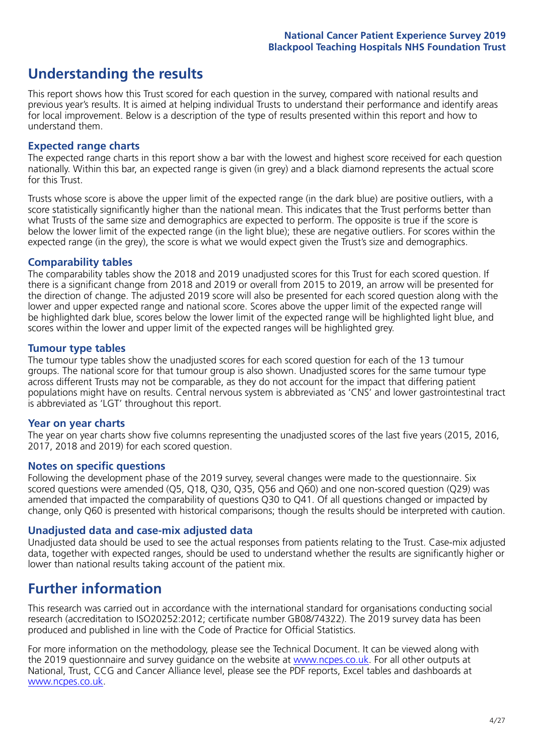## Understanding the results

This report shows how this Trust scored for each question in the survey, compared with national results and previous year's results. It is aimed at helping individual Trusts to understand their performance and identify areas for local improvement. Below is a description of the type of results presented within this report and how to understand them.

### Expected range charts

The expected range charts in this report show a bar with the lowest and highest score received for each question nationally. Within this bar, an expected range is given (in grey) and a black diamond represents the actual score for this Trust.

Trusts whose score is above the upper limit of the expected range (in the dark blue) are positive outliers, with a score statistically significantly higher than the national mean. This indicates that the Trust performs better than what Trusts of the same size and demographics are expected to perform. The opposite is true if the score is below the lower limit of the expected range (in the light blue); these are negative outliers. For scores within the expected range (in the grey), the score is what we would expect given the Trust's size and demographics.

### Comparability tables

The comparability tables show the 2018 and 2019 unadjusted scores for this Trust for each scored question. If there is a significant change from 2018 and 2019 or overall from 2015 to 2019, an arrow will be presented for the direction of change. The adjusted 2019 score will also be presented for each scored question along with the lower and upper expected range and national score. Scores above the upper limit of the expected range will be highlighted dark blue, scores below the lower limit of the expected range will be highlighted light blue, and scores within the lower and upper limit of the expected ranges will be highlighted grey.

### Tumour type tables

The tumour type tables show the unadjusted scores for each scored question for each of the 13 tumour groups. The national score for that tumour group is also shown. Unadjusted scores for the same tumour type across different Trusts may not be comparable, as they do not account for the impact that differing patient populations might have on results. Central nervous system is abbreviated as 'CNS' and lower gastrointestinal tract is abbreviated as 'LGT' throughout this report.

### Year on year charts

The year on year charts show five columns representing the unadjusted scores of the last five years (2015, 2016, 2017, 2018 and 2019) for each scored question.

### Notes on specific questions

Following the development phase of the 2019 survey, several changes were made to the questionnaire. Six scored questions were amended (Q5, Q18, Q30, Q35, Q56 and Q60) and one non-scored question (Q29) was amended that impacted the comparability of questions Q30 to Q41. Of all questions changed or impacted by change, only Q60 is presented with historical comparisons; though the results should be interpreted with caution.

### Unadjusted data and case-mix adjusted data

Unadjusted data should be used to see the actual responses from patients relating to the Trust. Case-mix adjusted data, together with expected ranges, should be used to understand whether the results are significantly higher or lower than national results taking account of the patient mix.

## Further information

This research was carried out in accordance with the international standard for organisations conducting social research (accreditation to ISO20252:2012; certificate number GB08/74322). The 2019 survey data has been produced and published in line with the Code of Practice for Official Statistics.

For more information on the methodology, please see the Technical Document. It can be viewed along with the 2019 questionnaire and survey guidance on the website at www.ncpes.co.uk. For all other outputs at National, Trust, CCG and Cancer Alliance level, please see the PDF reports, Excel tables and dashboards at www.ncpes.co.uk.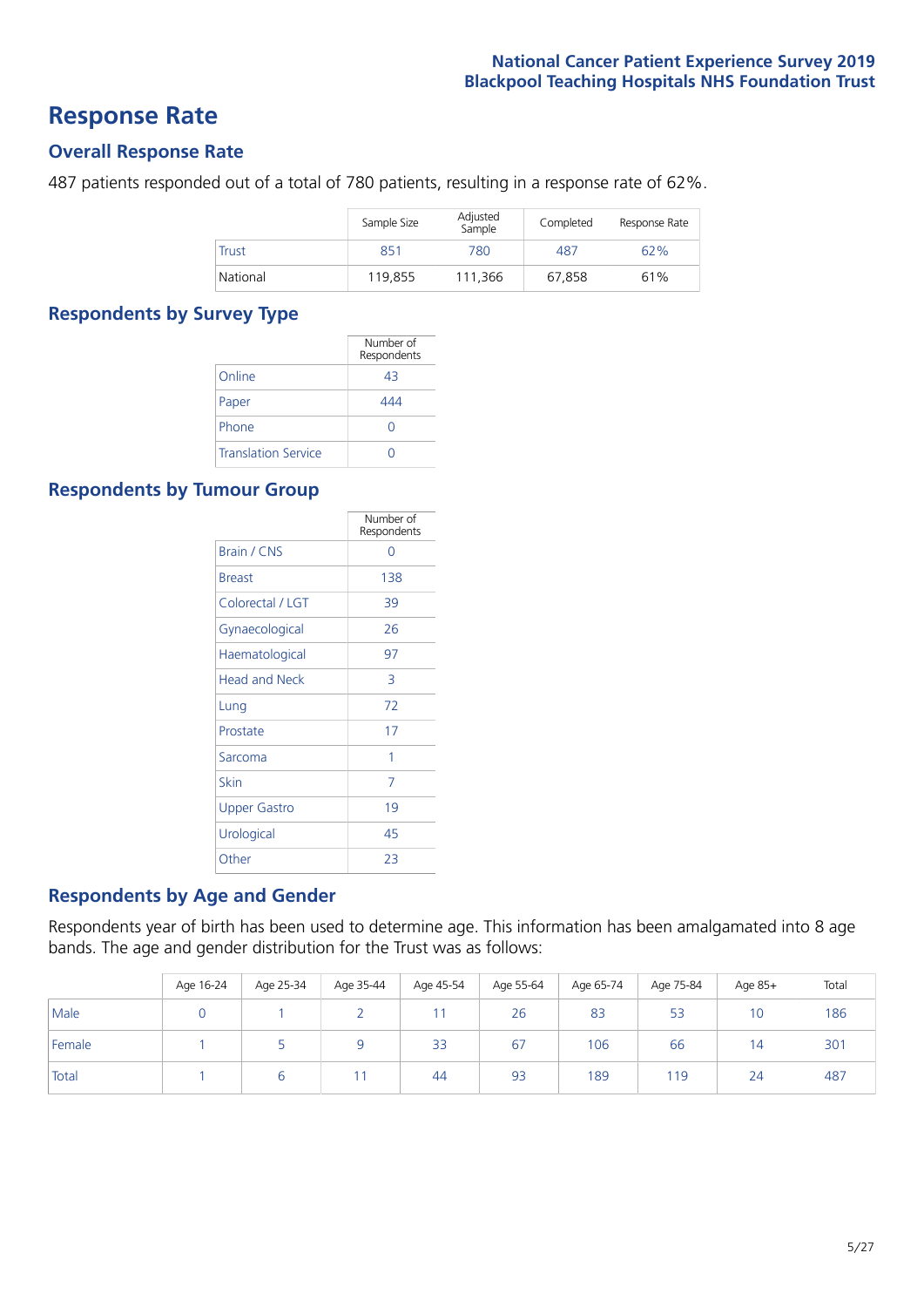# Response Rate

## Overall Response Rate

487 patients responded out of a total of 780 patients, resulting in a response rate of 62%.

| | Sample Size | Adjusted Sample | Completed | Response Rate |
|---|---|---|---|---|
| Trust | 851 | 780 | 487 | 62% |
| National | 119,855 | 111,366 | 67,858 | 61% |

## Respondents by Survey Type

| | Number of Respondents |
|---|---|
| Online | 43 |
| Paper | 444 |
| Phone | 0 |
| Translation Service | 0 |

## Respondents by Tumour Group

| | Number of Respondents |
|---|---|
| Brain / CNS | 0 |
| Breast | 138 |
| Colorectal / LGT | 39 |
| Gynaecological | 26 |
| Haematological | 97 |
| Head and Neck | 3 |
| Lung | 72 |
| Prostate | 17 |
| Sarcoma | 1 |
| Skin | 7 |
| Upper Gastro | 19 |
| Urological | 45 |
| Other | 23 |

## Respondents by Age and Gender

Respondents year of birth has been used to determine age. This information has been amalgamated into 8 age bands. The age and gender distribution for the Trust was as follows:

| | Age 16-24 | Age 25-34 | Age 35-44 | Age 45-54 | Age 55-64 | Age 65-74 | Age 75-84 | Age 85+ | Total |
|---|---|---|---|---|---|---|---|---|---|
| Male | 0 | 1 | 2 | 11 | 26 | 83 | 53 | 10 | 186 |
| Female | 1 | 5 | 9 | 33 | 67 | 106 | 66 | 14 | 301 |
| Total | 1 | 6 | 11 | 44 | 93 | 189 | 119 | 24 | 487 |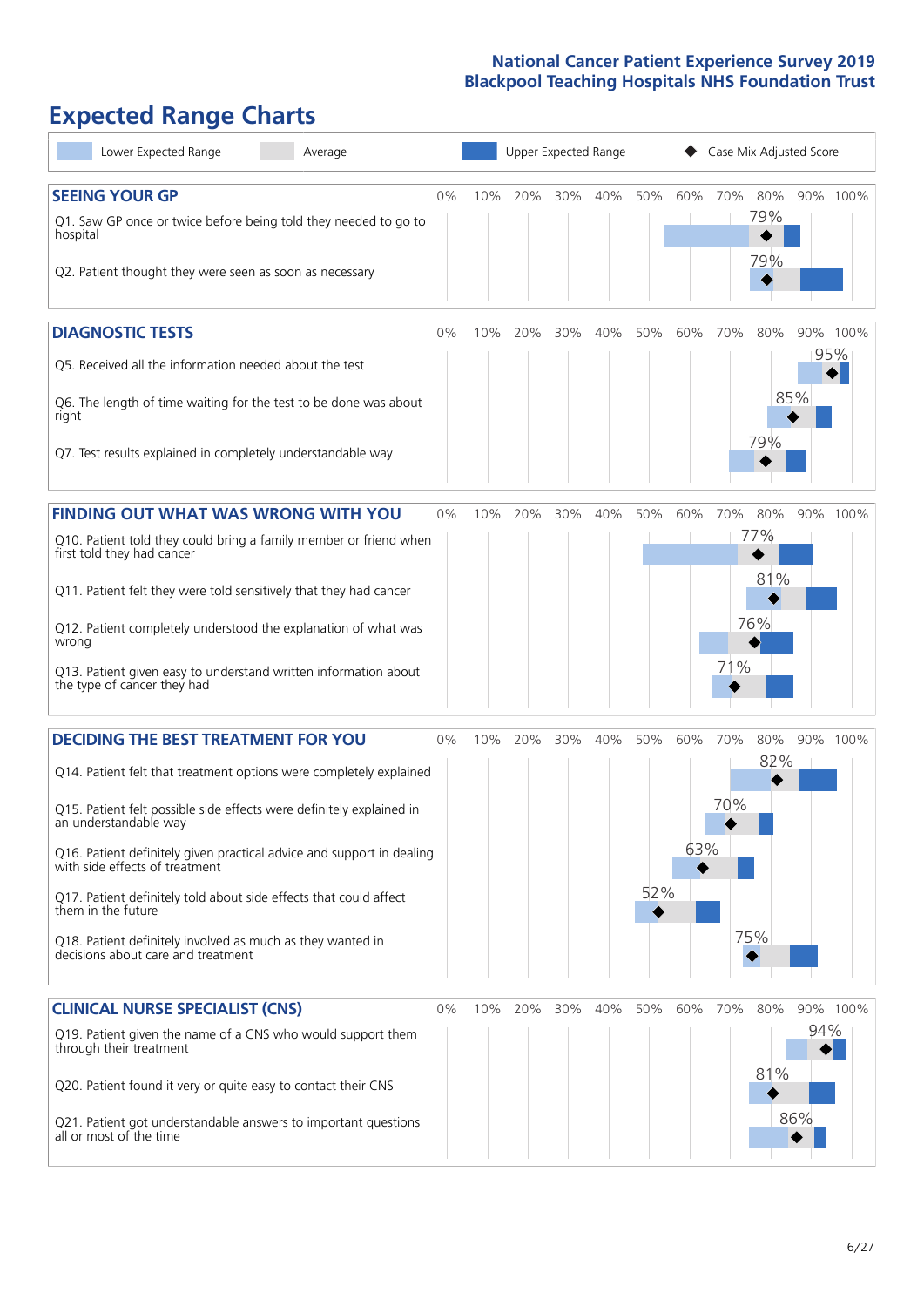# Expected Range Charts

Lower Expected Range | Average | Upper Expected Range | Case Mix Adjusted Score

## SEEING YOUR GP

| Question | Case Mix Adjusted Score |
|---|---|
| Q1. Saw GP once or twice before being told they needed to go to hospital | 79% |
| Q2. Patient thought they were seen as soon as necessary | 79% |

## DIAGNOSTIC TESTS

| Question | Case Mix Adjusted Score |
|---|---|
| Q5. Received all the information needed about the test | 95% |
| Q6. The length of time waiting for the test to be done was about right | 85% |
| Q7. Test results explained in completely understandable way | 79% |

## FINDING OUT WHAT WAS WRONG WITH YOU

| Question | Case Mix Adjusted Score |
|---|---|
| Q10. Patient told they could bring a family member or friend when first told they had cancer | 77% |
| Q11. Patient felt they were told sensitively that they had cancer | 81% |
| Q12. Patient completely understood the explanation of what was wrong | 76% |
| Q13. Patient given easy to understand written information about the type of cancer they had | 71% |

## DECIDING THE BEST TREATMENT FOR YOU

| Question | Case Mix Adjusted Score |
|---|---|
| Q14. Patient felt that treatment options were completely explained | 82% |
| Q15. Patient felt possible side effects were definitely explained in an understandable way | 70% |
| Q16. Patient definitely given practical advice and support in dealing with side effects of treatment | 63% |
| Q17. Patient definitely told about side effects that could affect them in the future | 52% |
| Q18. Patient definitely involved as much as they wanted in decisions about care and treatment | 75% |

## CLINICAL NURSE SPECIALIST (CNS)

| Question | Case Mix Adjusted Score |
|---|---|
| Q19. Patient given the name of a CNS who would support them through their treatment | 94% |
| Q20. Patient found it very or quite easy to contact their CNS | 81% |
| Q21. Patient got understandable answers to important questions all or most of the time | 86% |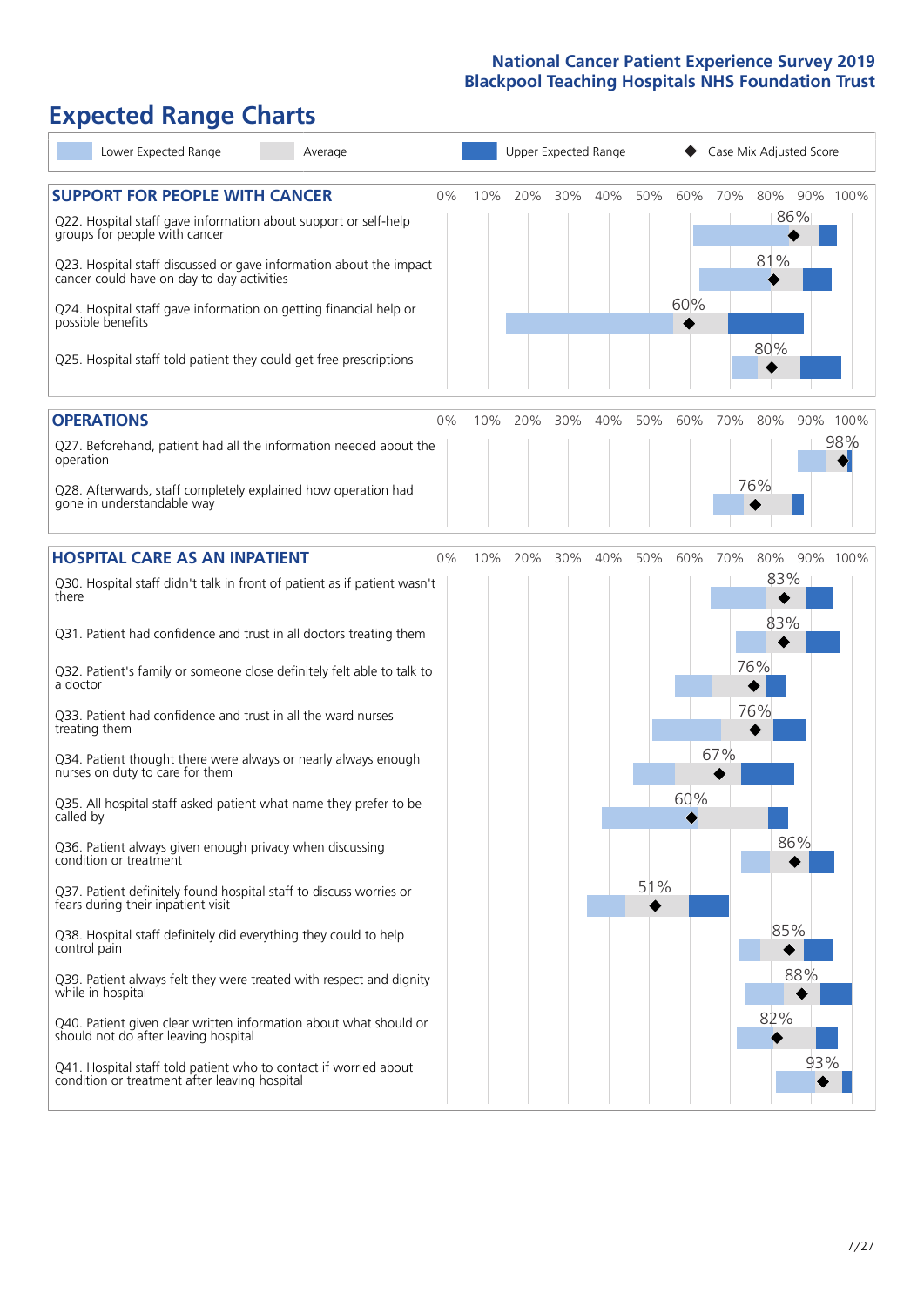# Expected Range Charts

Lower Expected Range | Average | Upper Expected Range | ◆ Case Mix Adjusted Score

## SUPPORT FOR PEOPLE WITH CANCER

| Question | Case Mix Adjusted Score |
| --- | --- |
| Q22. Hospital staff gave information about support or self-help groups for people with cancer | 86% |
| Q23. Hospital staff discussed or gave information about the impact cancer could have on day to day activities | 81% |
| Q24. Hospital staff gave information on getting financial help or possible benefits | 60% |
| Q25. Hospital staff told patient they could get free prescriptions | 80% |

## OPERATIONS

| Question | Case Mix Adjusted Score |
| --- | --- |
| Q27. Beforehand, patient had all the information needed about the operation | 98% |
| Q28. Afterwards, staff completely explained how operation had gone in understandable way | 76% |

## HOSPITAL CARE AS AN INPATIENT

| Question | Case Mix Adjusted Score |
| --- | --- |
| Q30. Hospital staff didn't talk in front of patient as if patient wasn't there | 83% |
| Q31. Patient had confidence and trust in all doctors treating them | 83% |
| Q32. Patient's family or someone close definitely felt able to talk to a doctor | 76% |
| Q33. Patient had confidence and trust in all the ward nurses treating them | 76% |
| Q34. Patient thought there were always or nearly always enough nurses on duty to care for them | 67% |
| Q35. All hospital staff asked patient what name they prefer to be called by | 60% |
| Q36. Patient always given enough privacy when discussing condition or treatment | 86% |
| Q37. Patient definitely found hospital staff to discuss worries or fears during their inpatient visit | 51% |
| Q38. Hospital staff definitely did everything they could to help control pain | 85% |
| Q39. Patient always felt they were treated with respect and dignity while in hospital | 88% |
| Q40. Patient given clear written information about what should or should not do after leaving hospital | 82% |
| Q41. Hospital staff told patient who to contact if worried about condition or treatment after leaving hospital | 93% |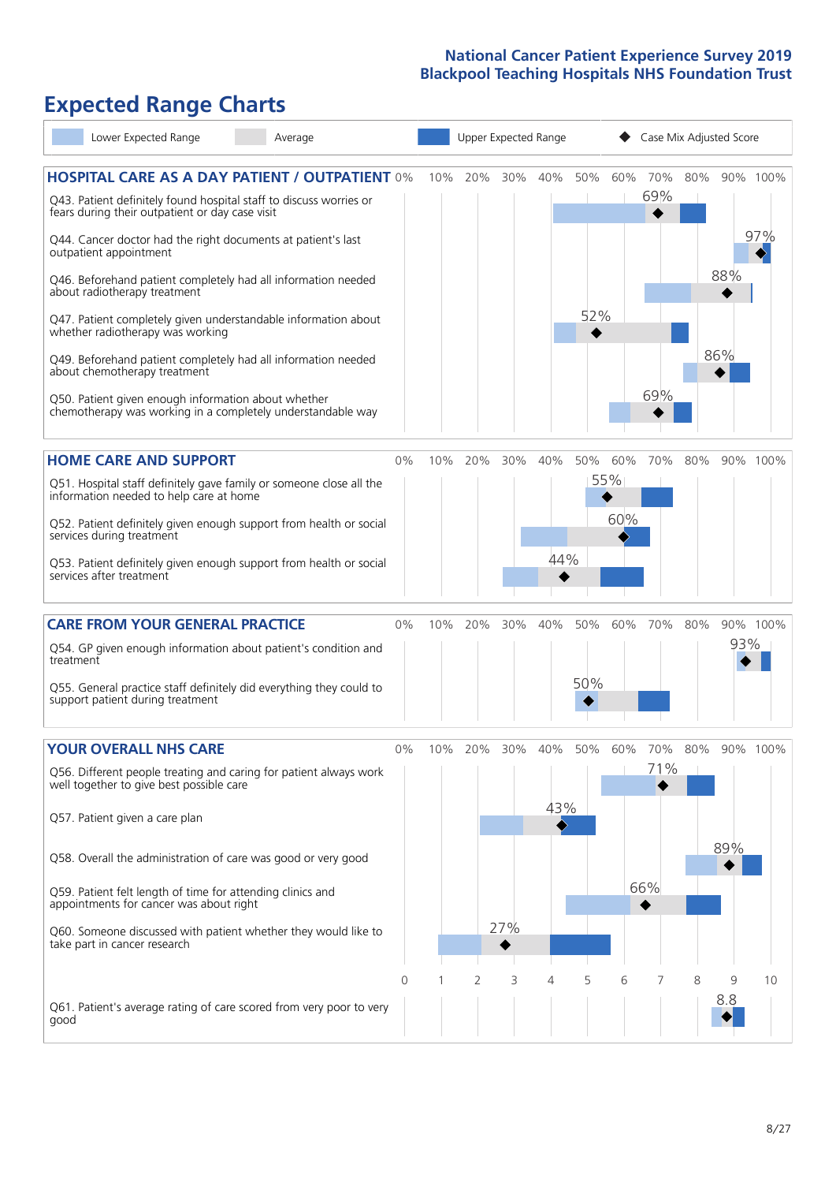# Expected Range Charts

Lower Expected Range | Average | Upper Expected Range | ◆ Case Mix Adjusted Score

## HOSPITAL CARE AS A DAY PATIENT / OUTPATIENT

| Question | Case Mix Adjusted Score |
| --- | --- |
| Q43. Patient definitely found hospital staff to discuss worries or fears during their outpatient or day case visit | 69% |
| Q44. Cancer doctor had the right documents at patient's last outpatient appointment | 97% |
| Q46. Beforehand patient completely had all information needed about radiotherapy treatment | 88% |
| Q47. Patient completely given understandable information about whether radiotherapy was working | 52% |
| Q49. Beforehand patient completely had all information needed about chemotherapy treatment | 86% |
| Q50. Patient given enough information about whether chemotherapy was working in a completely understandable way | 69% |

## HOME CARE AND SUPPORT

| Question | Case Mix Adjusted Score |
| --- | --- |
| Q51. Hospital staff definitely gave family or someone close all the information needed to help care at home | 55% |
| Q52. Patient definitely given enough support from health or social services during treatment | 60% |
| Q53. Patient definitely given enough support from health or social services after treatment | 44% |

## CARE FROM YOUR GENERAL PRACTICE

| Question | Case Mix Adjusted Score |
| --- | --- |
| Q54. GP given enough information about patient's condition and treatment | 93% |
| Q55. General practice staff definitely did everything they could to support patient during treatment | 50% |

## YOUR OVERALL NHS CARE

| Question | Case Mix Adjusted Score |
| --- | --- |
| Q56. Different people treating and caring for patient always work well together to give best possible care | 71% |
| Q57. Patient given a care plan | 43% |
| Q58. Overall the administration of care was good or very good | 89% |
| Q59. Patient felt length of time for attending clinics and appointments for cancer was about right | 66% |
| Q60. Someone discussed with patient whether they would like to take part in cancer research | 27% |
| Q61. Patient's average rating of care scored from very poor to very good | 8.8 |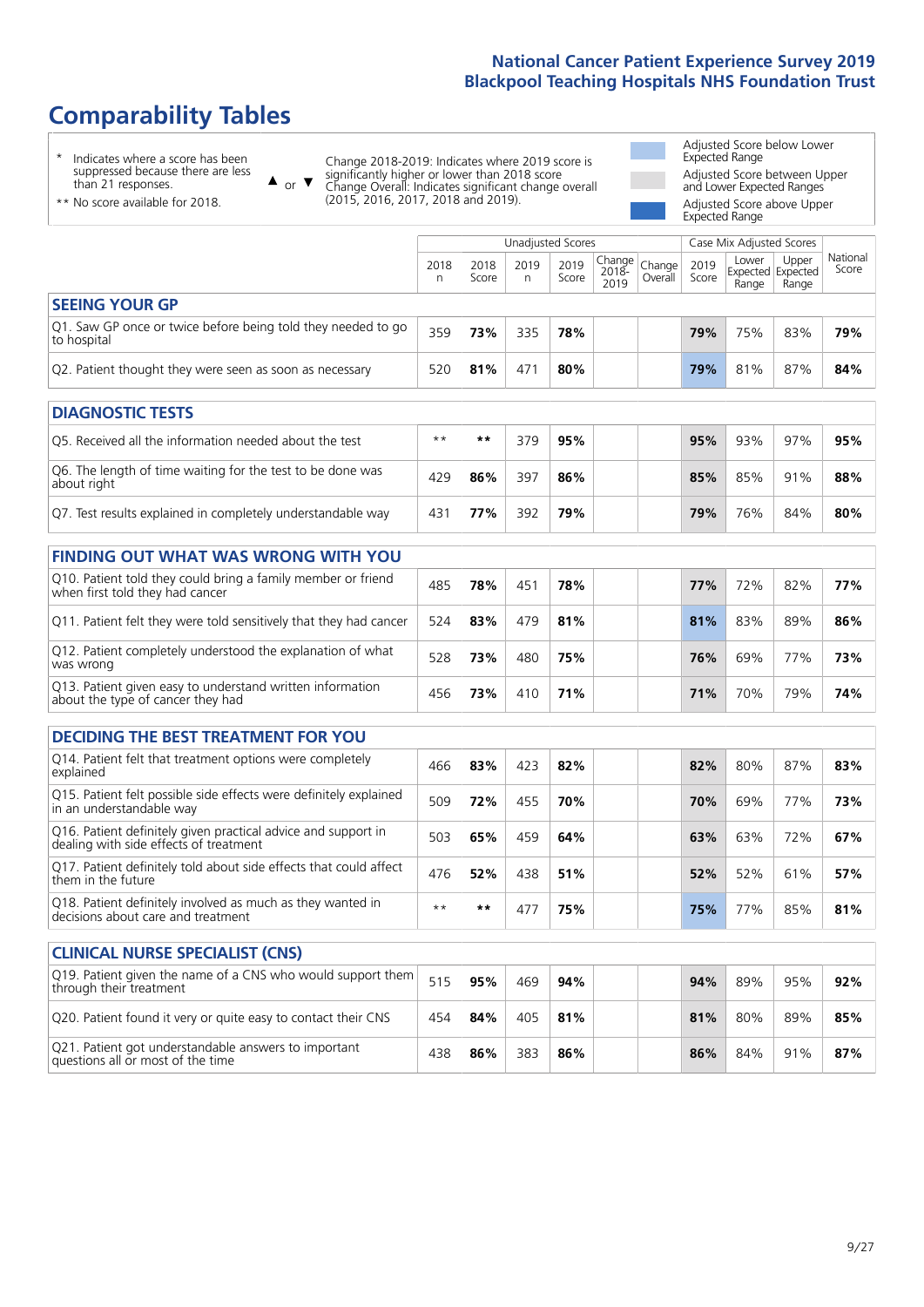# Comparability Tables

\* Indicates where a score has been suppressed because there are less than 21 responses.

\*\* No score available for 2018.

▲ or ▼ Change 2018-2019: Indicates where 2019 score is significantly higher or lower than 2018 score. Change Overall: Indicates significant change overall (2015, 2016, 2017, 2018 and 2019).

Adjusted Score below Lower Expected Range

Adjusted Score between Upper and Lower Expected Ranges

Adjusted Score above Upper Expected Range

| | Unadjusted Scores | | | | | | Case Mix Adjusted Scores | | | |
|---|---|---|---|---|---|---|---|---|---|---|
| | 2018 n | 2018 Score | 2019 n | 2019 Score | Change 2018-2019 | Change Overall | 2019 Score | Lower Expected Range | Upper Expected Range | National Score |
| **SEEING YOUR GP** | | | | | | | | | | |
| Q1. Saw GP once or twice before being told they needed to go to hospital | 359 | **73%** | 335 | **78%** | | | **79%** | 75% | 83% | **79%** |
| Q2. Patient thought they were seen as soon as necessary | 520 | **81%** | 471 | **80%** | | | **79%** | 81% | 87% | **84%** |
| **DIAGNOSTIC TESTS** | | | | | | | | | | |
| Q5. Received all the information needed about the test | \*\* | **\*\*** | 379 | **95%** | | | **95%** | 93% | 97% | **95%** |
| Q6. The length of time waiting for the test to be done was about right | 429 | **86%** | 397 | **86%** | | | **85%** | 85% | 91% | **88%** |
| Q7. Test results explained in completely understandable way | 431 | **77%** | 392 | **79%** | | | **79%** | 76% | 84% | **80%** |
| **FINDING OUT WHAT WAS WRONG WITH YOU** | | | | | | | | | | |
| Q10. Patient told they could bring a family member or friend when first told they had cancer | 485 | **78%** | 451 | **78%** | | | **77%** | 72% | 82% | **77%** |
| Q11. Patient felt they were told sensitively that they had cancer | 524 | **83%** | 479 | **81%** | | | **81%** | 83% | 89% | **86%** |
| Q12. Patient completely understood the explanation of what was wrong | 528 | **73%** | 480 | **75%** | | | **76%** | 69% | 77% | **73%** |
| Q13. Patient given easy to understand written information about the type of cancer they had | 456 | **73%** | 410 | **71%** | | | **71%** | 70% | 79% | **74%** |
| **DECIDING THE BEST TREATMENT FOR YOU** | | | | | | | | | | |
| Q14. Patient felt that treatment options were completely explained | 466 | **83%** | 423 | **82%** | | | **82%** | 80% | 87% | **83%** |
| Q15. Patient felt possible side effects were definitely explained in an understandable way | 509 | **72%** | 455 | **70%** | | | **70%** | 69% | 77% | **73%** |
| Q16. Patient definitely given practical advice and support in dealing with side effects of treatment | 503 | **65%** | 459 | **64%** | | | **63%** | 63% | 72% | **67%** |
| Q17. Patient definitely told about side effects that could affect them in the future | 476 | **52%** | 438 | **51%** | | | **52%** | 52% | 61% | **57%** |
| Q18. Patient definitely involved as much as they wanted in decisions about care and treatment | \*\* | **\*\*** | 477 | **75%** | | | **75%** | 77% | 85% | **81%** |
| **CLINICAL NURSE SPECIALIST (CNS)** | | | | | | | | | | |
| Q19. Patient given the name of a CNS who would support them through their treatment | 515 | **95%** | 469 | **94%** | | | **94%** | 89% | 95% | **92%** |
| Q20. Patient found it very or quite easy to contact their CNS | 454 | **84%** | 405 | **81%** | | | **81%** | 80% | 89% | **85%** |
| Q21. Patient got understandable answers to important questions all or most of the time | 438 | **86%** | 383 | **86%** | | | **86%** | 84% | 91% | **87%** |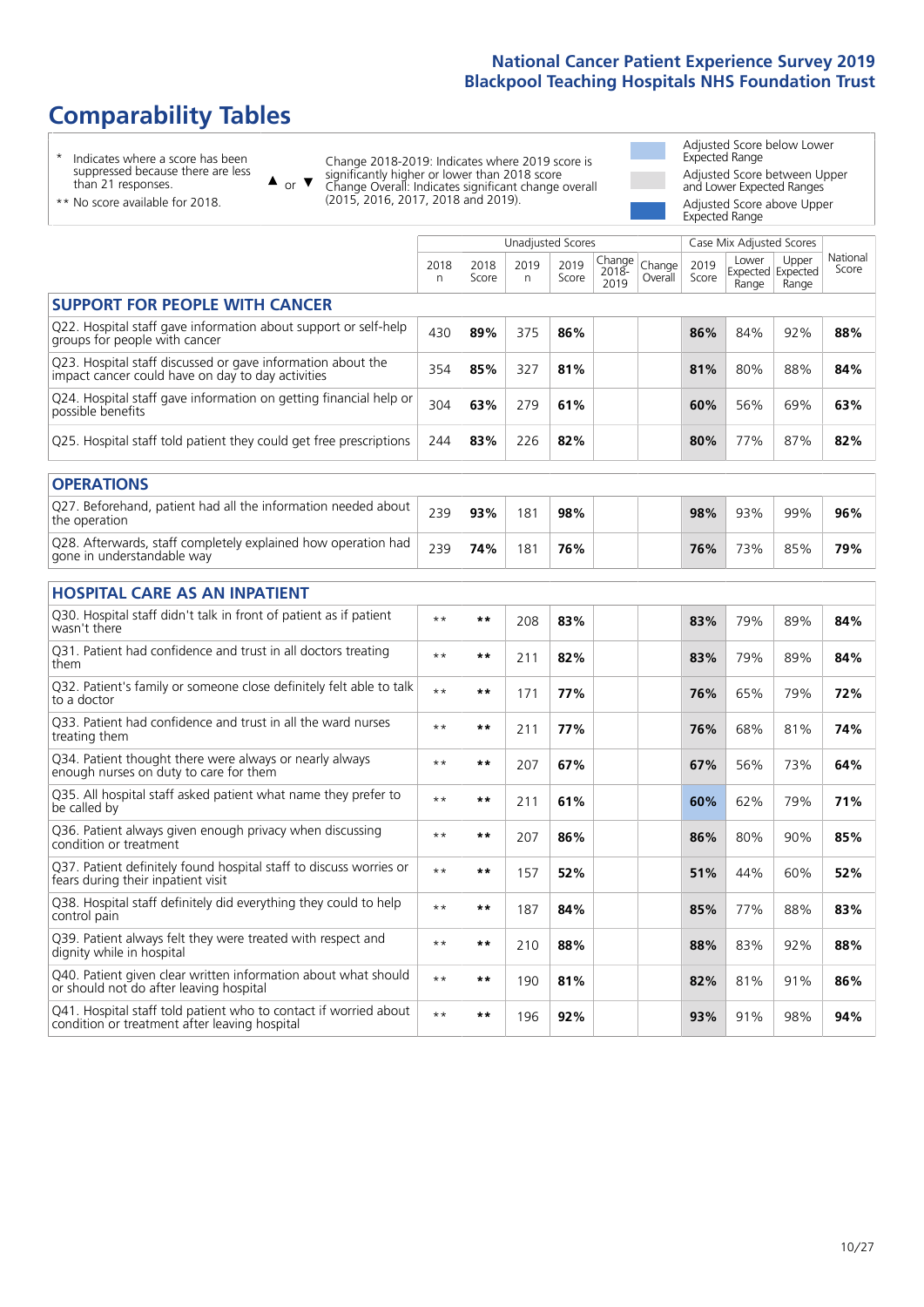# Comparability Tables

\* Indicates where a score has been suppressed because there are less than 21 responses.

** No score available for 2018.

▲ or ▼ Change 2018-2019: Indicates where 2019 score is significantly higher or lower than 2018 score. Change Overall: Indicates significant change overall (2015, 2016, 2017, 2018 and 2019).

Adjusted Score below Lower Expected Range

Adjusted Score between Upper and Lower Expected Ranges

Adjusted Score above Upper Expected Range

| | Unadjusted Scores | | | | | | Case Mix Adjusted Scores | | | |
|---|---|---|---|---|---|---|---|---|---|---|
| | 2018 n | 2018 Score | 2019 n | 2019 Score | Change 2018-2019 | Change Overall | 2019 Score | Lower Expected Range | Upper Expected Range | National Score |
| **SUPPORT FOR PEOPLE WITH CANCER** | | | | | | | | | | |
| Q22. Hospital staff gave information about support or self-help groups for people with cancer | 430 | 89% | 375 | 86% | | | 86% | 84% | 92% | 88% |
| Q23. Hospital staff discussed or gave information about the impact cancer could have on day to day activities | 354 | 85% | 327 | 81% | | | 81% | 80% | 88% | 84% |
| Q24. Hospital staff gave information on getting financial help or possible benefits | 304 | 63% | 279 | 61% | | | 60% | 56% | 69% | 63% |
| Q25. Hospital staff told patient they could get free prescriptions | 244 | 83% | 226 | 82% | | | 80% | 77% | 87% | 82% |
| **OPERATIONS** | | | | | | | | | | |
| Q27. Beforehand, patient had all the information needed about the operation | 239 | 93% | 181 | 98% | | | 98% | 93% | 99% | 96% |
| Q28. Afterwards, staff completely explained how operation had gone in understandable way | 239 | 74% | 181 | 76% | | | 76% | 73% | 85% | 79% |
| **HOSPITAL CARE AS AN INPATIENT** | | | | | | | | | | |
| Q30. Hospital staff didn't talk in front of patient as if patient wasn't there | ** | ** | 208 | 83% | | | 83% | 79% | 89% | 84% |
| Q31. Patient had confidence and trust in all doctors treating them | ** | ** | 211 | 82% | | | 83% | 79% | 89% | 84% |
| Q32. Patient's family or someone close definitely felt able to talk to a doctor | ** | ** | 171 | 77% | | | 76% | 65% | 79% | 72% |
| Q33. Patient had confidence and trust in all the ward nurses treating them | ** | ** | 211 | 77% | | | 76% | 68% | 81% | 74% |
| Q34. Patient thought there were always or nearly always enough nurses on duty to care for them | ** | ** | 207 | 67% | | | 67% | 56% | 73% | 64% |
| Q35. All hospital staff asked patient what name they prefer to be called by | ** | ** | 211 | 61% | | | 60% | 62% | 79% | 71% |
| Q36. Patient always given enough privacy when discussing condition or treatment | ** | ** | 207 | 86% | | | 86% | 80% | 90% | 85% |
| Q37. Patient definitely found hospital staff to discuss worries or fears during their inpatient visit | ** | ** | 157 | 52% | | | 51% | 44% | 60% | 52% |
| Q38. Hospital staff definitely did everything they could to help control pain | ** | ** | 187 | 84% | | | 85% | 77% | 88% | 83% |
| Q39. Patient always felt they were treated with respect and dignity while in hospital | ** | ** | 210 | 88% | | | 88% | 83% | 92% | 88% |
| Q40. Patient given clear written information about what should or should not do after leaving hospital | ** | ** | 190 | 81% | | | 82% | 81% | 91% | 86% |
| Q41. Hospital staff told patient who to contact if worried about condition or treatment after leaving hospital | ** | ** | 196 | 92% | | | 93% | 91% | 98% | 94% |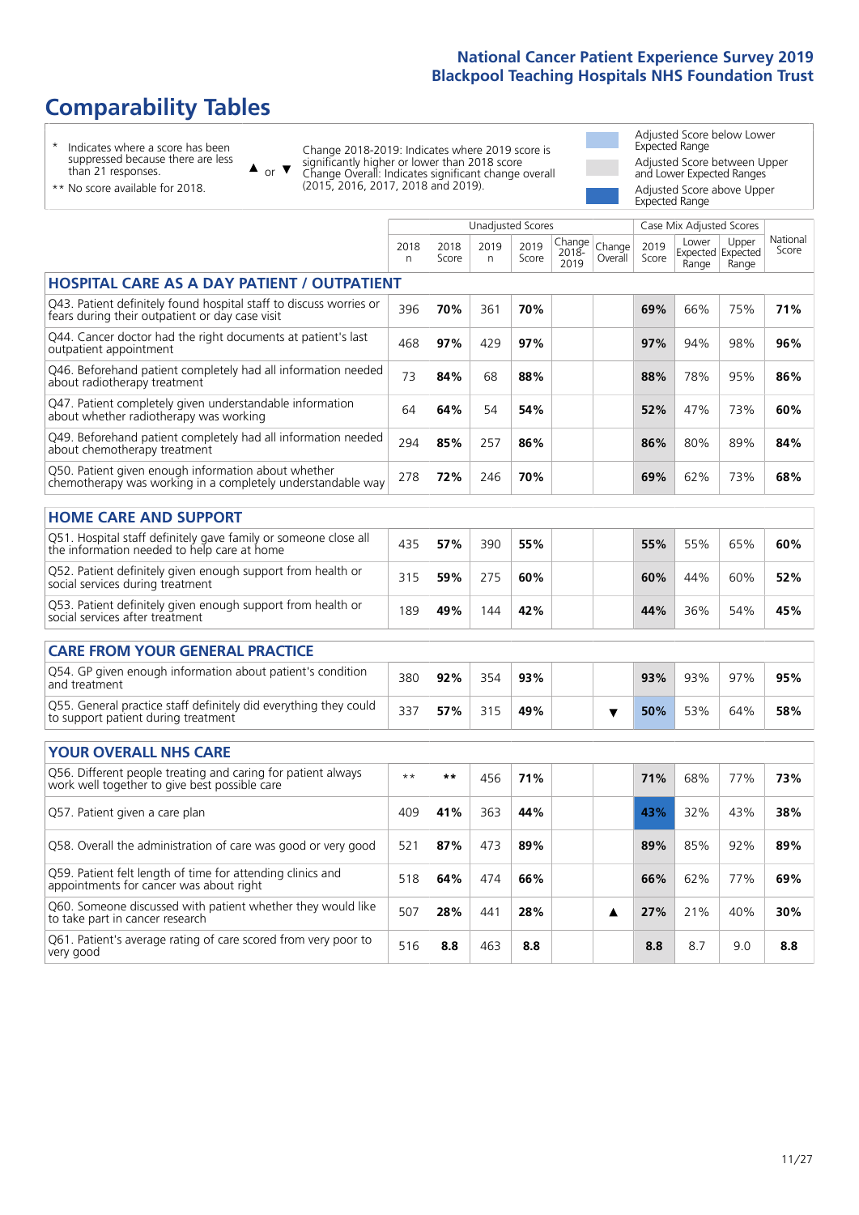# Comparability Tables

- \* Indicates where a score has been suppressed because there are less than 21 responses.
- \*\* No score available for 2018.

▲ or ▼ Change 2018-2019: Indicates where 2019 score is significantly higher or lower than 2018 score. Change Overall: Indicates significant change overall (2015, 2016, 2017, 2018 and 2019).

- Adjusted Score below Lower Expected Range
- Adjusted Score between Upper and Lower Expected Ranges
- Adjusted Score above Upper Expected Range

| | Unadjusted Scores | | | | | | Case Mix Adjusted Scores | | | |
|---|---|---|---|---|---|---|---|---|---|---|
| | 2018 n | 2018 Score | 2019 n | 2019 Score | Change 2018-2019 | Change Overall | 2019 Score | Lower Expected Range | Upper Expected Range | National Score |
| **HOSPITAL CARE AS A DAY PATIENT / OUTPATIENT** | | | | | | | | | | |
| Q43. Patient definitely found hospital staff to discuss worries or fears during their outpatient or day case visit | 396 | **70%** | 361 | **70%** | | | **69%** | 66% | 75% | **71%** |
| Q44. Cancer doctor had the right documents at patient's last outpatient appointment | 468 | **97%** | 429 | **97%** | | | **97%** | 94% | 98% | **96%** |
| Q46. Beforehand patient completely had all information needed about radiotherapy treatment | 73 | **84%** | 68 | **88%** | | | **88%** | 78% | 95% | **86%** |
| Q47. Patient completely given understandable information about whether radiotherapy was working | 64 | **64%** | 54 | **54%** | | | **52%** | 47% | 73% | **60%** |
| Q49. Beforehand patient completely had all information needed about chemotherapy treatment | 294 | **85%** | 257 | **86%** | | | **86%** | 80% | 89% | **84%** |
| Q50. Patient given enough information about whether chemotherapy was working in a completely understandable way | 278 | **72%** | 246 | **70%** | | | **69%** | 62% | 73% | **68%** |
| **HOME CARE AND SUPPORT** | | | | | | | | | | |
| Q51. Hospital staff definitely gave family or someone close all the information needed to help care at home | 435 | **57%** | 390 | **55%** | | | **55%** | 55% | 65% | **60%** |
| Q52. Patient definitely given enough support from health or social services during treatment | 315 | **59%** | 275 | **60%** | | | **60%** | 44% | 60% | **52%** |
| Q53. Patient definitely given enough support from health or social services after treatment | 189 | **49%** | 144 | **42%** | | | **44%** | 36% | 54% | **45%** |
| **CARE FROM YOUR GENERAL PRACTICE** | | | | | | | | | | |
| Q54. GP given enough information about patient's condition and treatment | 380 | **92%** | 354 | **93%** | | | **93%** | 93% | 97% | **95%** |
| Q55. General practice staff definitely did everything they could to support patient during treatment | 337 | **57%** | 315 | **49%** | | ▼ | **50%** | 53% | 64% | **58%** |
| **YOUR OVERALL NHS CARE** | | | | | | | | | | |
| Q56. Different people treating and caring for patient always work well together to give best possible care | ** | ** | 456 | **71%** | | | **71%** | 68% | 77% | **73%** |
| Q57. Patient given a care plan | 409 | **41%** | 363 | **44%** | | | **43%** | 32% | 43% | **38%** |
| Q58. Overall the administration of care was good or very good | 521 | **87%** | 473 | **89%** | | | **89%** | 85% | 92% | **89%** |
| Q59. Patient felt length of time for attending clinics and appointments for cancer was about right | 518 | **64%** | 474 | **66%** | | | **66%** | 62% | 77% | **69%** |
| Q60. Someone discussed with patient whether they would like to take part in cancer research | 507 | **28%** | 441 | **28%** | | ▲ | **27%** | 21% | 40% | **30%** |
| Q61. Patient's average rating of care scored from very poor to very good | 516 | **8.8** | 463 | **8.8** | | | **8.8** | 8.7 | 9.0 | **8.8** |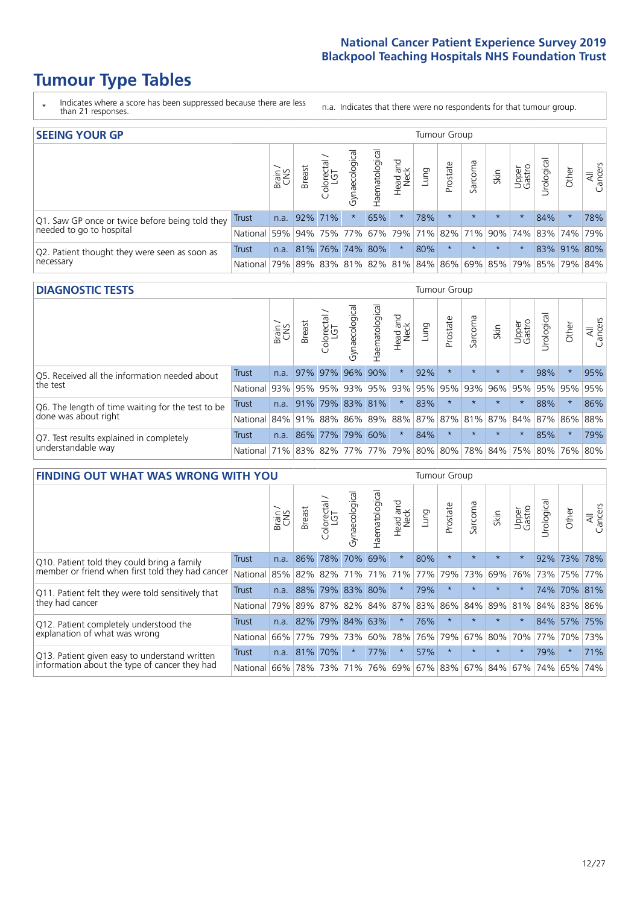# Tumour Type Tables

\* Indicates where a score has been suppressed because there are less than 21 responses.

n.a. Indicates that there were no respondents for that tumour group.

## SEEING YOUR GP

| | | Brain / CNS | Breast | Colorectal / LGT | Gynaecological | Haematological | Head and Neck | Lung | Prostate | Sarcoma | Skin | Upper Gastro | Urological | Other | All Cancers |
|---|---|---|---|---|---|---|---|---|---|---|---|---|---|---|---|
| Q1. Saw GP once or twice before being told they needed to go to hospital | Trust | n.a. | 92% | 71% | * | 65% | * | 78% | * | * | * | * | 84% | * | 78% |
| | National | 59% | 94% | 75% | 77% | 67% | 79% | 71% | 82% | 71% | 90% | 74% | 83% | 74% | 79% |
| Q2. Patient thought they were seen as soon as necessary | Trust | n.a. | 81% | 76% | 74% | 80% | * | 80% | * | * | * | * | 83% | 91% | 80% |
| | National | 79% | 89% | 83% | 81% | 82% | 81% | 84% | 86% | 69% | 85% | 79% | 85% | 79% | 84% |

## DIAGNOSTIC TESTS

| | | Brain / CNS | Breast | Colorectal / LGT | Gynaecological | Haematological | Head and Neck | Lung | Prostate | Sarcoma | Skin | Upper Gastro | Urological | Other | All Cancers |
|---|---|---|---|---|---|---|---|---|---|---|---|---|---|---|---|
| Q5. Received all the information needed about the test | Trust | n.a. | 97% | 97% | 96% | 90% | * | 92% | * | * | * | * | 98% | * | 95% |
| | National | 93% | 95% | 95% | 93% | 95% | 93% | 95% | 95% | 93% | 96% | 95% | 95% | 95% | 95% |
| Q6. The length of time waiting for the test to be done was about right | Trust | n.a. | 91% | 79% | 83% | 81% | * | 83% | * | * | * | * | 88% | * | 86% |
| | National | 84% | 91% | 88% | 86% | 89% | 88% | 87% | 87% | 81% | 87% | 84% | 87% | 86% | 88% |
| Q7. Test results explained in completely understandable way | Trust | n.a. | 86% | 77% | 79% | 60% | * | 84% | * | * | * | * | 85% | * | 79% |
| | National | 71% | 83% | 82% | 77% | 77% | 79% | 80% | 80% | 78% | 84% | 75% | 80% | 76% | 80% |

## FINDING OUT WHAT WAS WRONG WITH YOU

| | | Brain / CNS | Breast | Colorectal / LGT | Gynaecological | Haematological | Head and Neck | Lung | Prostate | Sarcoma | Skin | Upper Gastro | Urological | Other | All Cancers |
|---|---|---|---|---|---|---|---|---|---|---|---|---|---|---|---|
| Q10. Patient told they could bring a family member or friend when first told they had cancer | Trust | n.a. | 86% | 78% | 70% | 69% | * | 80% | * | * | * | * | 92% | 73% | 78% |
| | National | 85% | 82% | 82% | 71% | 71% | 71% | 77% | 79% | 73% | 69% | 76% | 73% | 75% | 77% |
| Q11. Patient felt they were told sensitively that they had cancer | Trust | n.a. | 88% | 79% | 83% | 80% | * | 79% | * | * | * | * | 74% | 70% | 81% |
| | National | 79% | 89% | 87% | 82% | 84% | 87% | 83% | 86% | 84% | 89% | 81% | 84% | 83% | 86% |
| Q12. Patient completely understood the explanation of what was wrong | Trust | n.a. | 82% | 79% | 84% | 63% | * | 76% | * | * | * | * | 84% | 57% | 75% |
| | National | 66% | 77% | 79% | 73% | 60% | 78% | 76% | 79% | 67% | 80% | 70% | 77% | 70% | 73% |
| Q13. Patient given easy to understand written information about the type of cancer they had | Trust | n.a. | 81% | 70% | * | 77% | * | 57% | * | * | * | * | 79% | * | 71% |
| | National | 66% | 78% | 73% | 71% | 76% | 69% | 67% | 83% | 67% | 84% | 67% | 74% | 65% | 74% |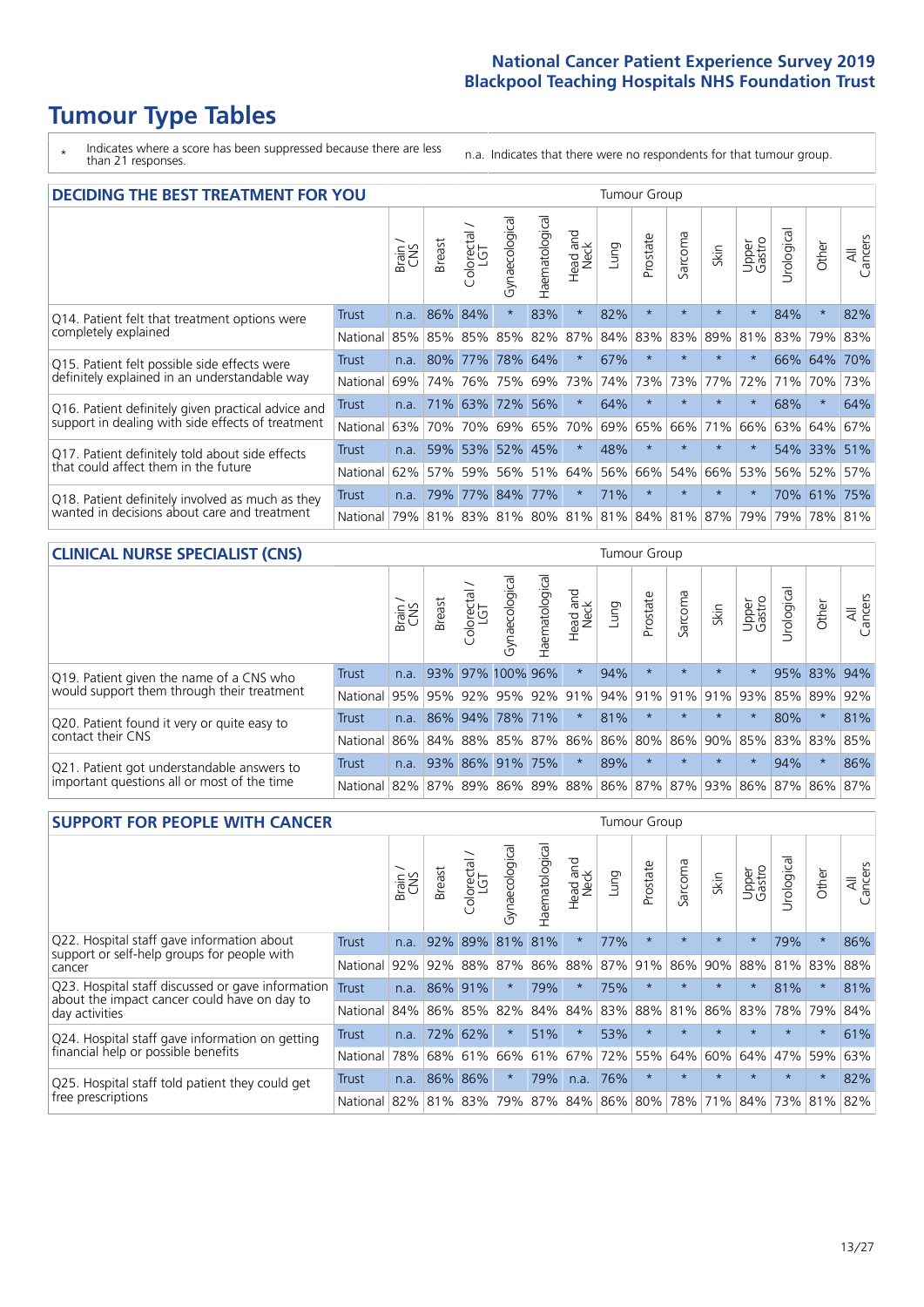# Tumour Type Tables

\* Indicates where a score has been suppressed because there are less than 21 responses.

n.a. Indicates that there were no respondents for that tumour group.

## DECIDING THE BEST TREATMENT FOR YOU

| | | Brain / CNS | Breast | Colorectal / LGT | Gynaecological | Haematological | Head and Neck | Lung | Prostate | Sarcoma | Skin | Upper Gastro | Urological | Other | All Cancers |
|---|---|---|---|---|---|---|---|---|---|---|---|---|---|---|---|
| Q14. Patient felt that treatment options were completely explained | Trust | n.a. | 86% | 84% | * | 83% | * | 82% | * | * | * | * | 84% | * | 82% |
| | National | 85% | 85% | 85% | 85% | 82% | 87% | 84% | 83% | 83% | 89% | 81% | 83% | 79% | 83% |
| Q15. Patient felt possible side effects were definitely explained in an understandable way | Trust | n.a. | 80% | 77% | 78% | 64% | * | 67% | * | * | * | * | 66% | 64% | 70% |
| | National | 69% | 74% | 76% | 75% | 69% | 73% | 74% | 73% | 73% | 77% | 72% | 71% | 70% | 73% |
| Q16. Patient definitely given practical advice and support in dealing with side effects of treatment | Trust | n.a. | 71% | 63% | 72% | 56% | * | 64% | * | * | * | * | 68% | * | 64% |
| | National | 63% | 70% | 70% | 69% | 65% | 70% | 69% | 65% | 66% | 71% | 66% | 63% | 64% | 67% |
| Q17. Patient definitely told about side effects that could affect them in the future | Trust | n.a. | 59% | 53% | 52% | 45% | * | 48% | * | * | * | * | 54% | 33% | 51% |
| | National | 62% | 57% | 59% | 56% | 51% | 64% | 56% | 66% | 54% | 66% | 53% | 56% | 52% | 57% |
| Q18. Patient definitely involved as much as they wanted in decisions about care and treatment | Trust | n.a. | 79% | 77% | 84% | 77% | * | 71% | * | * | * | * | 70% | 61% | 75% |
| | National | 79% | 81% | 83% | 81% | 80% | 81% | 81% | 84% | 81% | 87% | 79% | 79% | 78% | 81% |

## CLINICAL NURSE SPECIALIST (CNS)

| | | Brain / CNS | Breast | Colorectal / LGT | Gynaecological | Haematological | Head and Neck | Lung | Prostate | Sarcoma | Skin | Upper Gastro | Urological | Other | All Cancers |
|---|---|---|---|---|---|---|---|---|---|---|---|---|---|---|---|
| Q19. Patient given the name of a CNS who would support them through their treatment | Trust | n.a. | 93% | 97% | 100% | 96% | * | 94% | * | * | * | * | 95% | 83% | 94% |
| | National | 95% | 95% | 92% | 95% | 92% | 91% | 94% | 91% | 91% | 91% | 93% | 85% | 89% | 92% |
| Q20. Patient found it very or quite easy to contact their CNS | Trust | n.a. | 86% | 94% | 78% | 71% | * | 81% | * | * | * | * | 80% | * | 81% |
| | National | 86% | 84% | 88% | 85% | 87% | 86% | 86% | 80% | 86% | 90% | 85% | 83% | 83% | 85% |
| Q21. Patient got understandable answers to important questions all or most of the time | Trust | n.a. | 93% | 86% | 91% | 75% | * | 89% | * | * | * | * | 94% | * | 86% |
| | National | 82% | 87% | 89% | 86% | 89% | 88% | 86% | 87% | 87% | 93% | 86% | 87% | 86% | 87% |

## SUPPORT FOR PEOPLE WITH CANCER

| | | Brain / CNS | Breast | Colorectal / LGT | Gynaecological | Haematological | Head and Neck | Lung | Prostate | Sarcoma | Skin | Upper Gastro | Urological | Other | All Cancers |
|---|---|---|---|---|---|---|---|---|---|---|---|---|---|---|---|
| Q22. Hospital staff gave information about support or self-help groups for people with cancer | Trust | n.a. | 92% | 89% | 81% | 81% | * | 77% | * | * | * | * | 79% | * | 86% |
| | National | 92% | 92% | 88% | 87% | 86% | 88% | 87% | 91% | 86% | 90% | 88% | 81% | 83% | 88% |
| Q23. Hospital staff discussed or gave information about the impact cancer could have on day to day activities | Trust | n.a. | 86% | 91% | * | 79% | * | 75% | * | * | * | * | 81% | * | 81% |
| | National | 84% | 86% | 85% | 82% | 84% | 84% | 83% | 88% | 81% | 86% | 83% | 78% | 79% | 84% |
| Q24. Hospital staff gave information on getting financial help or possible benefits | Trust | n.a. | 72% | 62% | * | 51% | * | 53% | * | * | * | * | * | * | 61% |
| | National | 78% | 68% | 61% | 66% | 61% | 67% | 72% | 55% | 64% | 60% | 64% | 47% | 59% | 63% |
| Q25. Hospital staff told patient they could get free prescriptions | Trust | n.a. | 86% | 86% | * | 79% | n.a. | 76% | * | * | * | * | * | * | 82% |
| | National | 82% | 81% | 83% | 79% | 87% | 84% | 86% | 80% | 78% | 71% | 84% | 73% | 81% | 82% |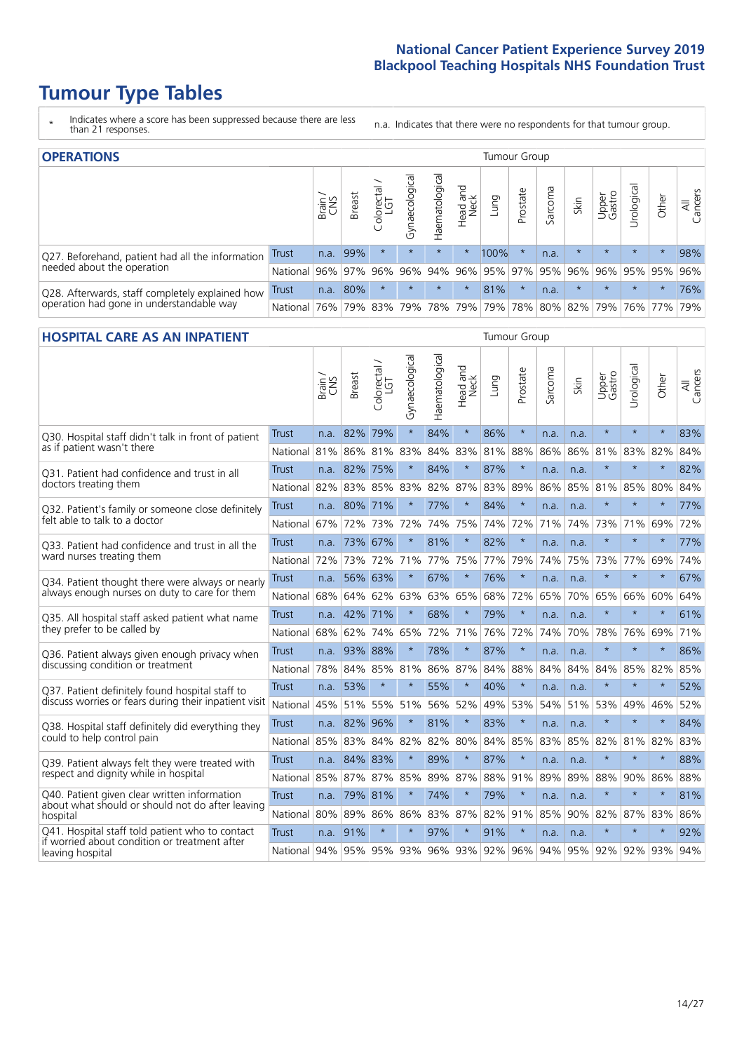# Tumour Type Tables

\* Indicates where a score has been suppressed because there are less than 21 responses.

n.a. Indicates that there were no respondents for that tumour group.

## OPERATIONS

| | | Brain / CNS | Breast | Colorectal / LGT | Gynaecological | Haematological | Head and Neck | Lung | Prostate | Sarcoma | Skin | Upper Gastro | Urological | Other | All Cancers |
|---|---|---|---|---|---|---|---|---|---|---|---|---|---|---|---|
| Q27. Beforehand, patient had all the information needed about the operation | Trust | n.a. | 99% | * | * | * | * | 100% | * | n.a. | * | * | * | * | 98% |
| | National | 96% | 97% | 96% | 96% | 94% | 96% | 95% | 97% | 95% | 96% | 96% | 95% | 95% | 96% |
| Q28. Afterwards, staff completely explained how operation had gone in understandable way | Trust | n.a. | 80% | * | * | * | * | 81% | * | n.a. | * | * | * | * | 76% |
| | National | 76% | 79% | 83% | 79% | 78% | 79% | 79% | 78% | 80% | 82% | 79% | 76% | 77% | 79% |

## HOSPITAL CARE AS AN INPATIENT

| | | Brain / CNS | Breast | Colorectal / LGT | Gynaecological | Haematological | Head and Neck | Lung | Prostate | Sarcoma | Skin | Upper Gastro | Urological | Other | All Cancers |
|---|---|---|---|---|---|---|---|---|---|---|---|---|---|---|---|
| Q30. Hospital staff didn't talk in front of patient as if patient wasn't there | Trust | n.a. | 82% | 79% | * | 84% | * | 86% | * | n.a. | n.a. | * | * | * | 83% |
| | National | 81% | 86% | 81% | 83% | 84% | 83% | 81% | 88% | 86% | 86% | 81% | 83% | 82% | 84% |
| Q31. Patient had confidence and trust in all doctors treating them | Trust | n.a. | 82% | 75% | * | 84% | * | 87% | * | n.a. | n.a. | * | * | * | 82% |
| | National | 82% | 83% | 85% | 83% | 82% | 87% | 83% | 89% | 86% | 85% | 81% | 85% | 80% | 84% |
| Q32. Patient's family or someone close definitely felt able to talk to a doctor | Trust | n.a. | 80% | 71% | * | 77% | * | 84% | * | n.a. | n.a. | * | * | * | 77% |
| | National | 67% | 72% | 73% | 72% | 74% | 75% | 74% | 72% | 71% | 74% | 73% | 71% | 69% | 72% |
| Q33. Patient had confidence and trust in all the ward nurses treating them | Trust | n.a. | 73% | 67% | * | 81% | * | 82% | * | n.a. | n.a. | * | * | * | 77% |
| | National | 72% | 73% | 72% | 71% | 77% | 75% | 77% | 79% | 74% | 75% | 73% | 77% | 69% | 74% |
| Q34. Patient thought there were always or nearly always enough nurses on duty to care for them | Trust | n.a. | 56% | 63% | * | 67% | * | 76% | * | n.a. | n.a. | * | * | * | 67% |
| | National | 68% | 64% | 62% | 63% | 63% | 65% | 68% | 72% | 65% | 70% | 65% | 66% | 60% | 64% |
| Q35. All hospital staff asked patient what name they prefer to be called by | Trust | n.a. | 42% | 71% | * | 68% | * | 79% | * | n.a. | n.a. | * | * | * | 61% |
| | National | 68% | 62% | 74% | 65% | 72% | 71% | 76% | 72% | 74% | 70% | 78% | 76% | 69% | 71% |
| Q36. Patient always given enough privacy when discussing condition or treatment | Trust | n.a. | 93% | 88% | * | 78% | * | 87% | * | n.a. | n.a. | * | * | * | 86% |
| | National | 78% | 84% | 85% | 81% | 86% | 87% | 84% | 88% | 84% | 84% | 84% | 85% | 82% | 85% |
| Q37. Patient definitely found hospital staff to discuss worries or fears during their inpatient visit | Trust | n.a. | 53% | * | * | 55% | * | 40% | * | n.a. | n.a. | * | * | * | 52% |
| | National | 45% | 51% | 55% | 51% | 56% | 52% | 49% | 53% | 54% | 51% | 53% | 49% | 46% | 52% |
| Q38. Hospital staff definitely did everything they could to help control pain | Trust | n.a. | 82% | 96% | * | 81% | * | 83% | * | n.a. | n.a. | * | * | * | 84% |
| | National | 85% | 83% | 84% | 82% | 82% | 80% | 84% | 85% | 83% | 85% | 82% | 81% | 82% | 83% |
| Q39. Patient always felt they were treated with respect and dignity while in hospital | Trust | n.a. | 84% | 83% | * | 89% | * | 87% | * | n.a. | n.a. | * | * | * | 88% |
| | National | 85% | 87% | 87% | 85% | 89% | 87% | 88% | 91% | 89% | 89% | 88% | 90% | 86% | 88% |
| Q40. Patient given clear written information about what should or should not do after leaving hospital | Trust | n.a. | 79% | 81% | * | 74% | * | 79% | * | n.a. | n.a. | * | * | * | 81% |
| | National | 80% | 89% | 86% | 86% | 83% | 87% | 82% | 91% | 85% | 90% | 82% | 87% | 83% | 86% |
| Q41. Hospital staff told patient who to contact if worried about condition or treatment after leaving hospital | Trust | n.a. | 91% | * | * | 97% | * | 91% | * | n.a. | n.a. | * | * | * | 92% |
| | National | 94% | 95% | 95% | 93% | 96% | 93% | 92% | 96% | 94% | 95% | 92% | 92% | 93% | 94% |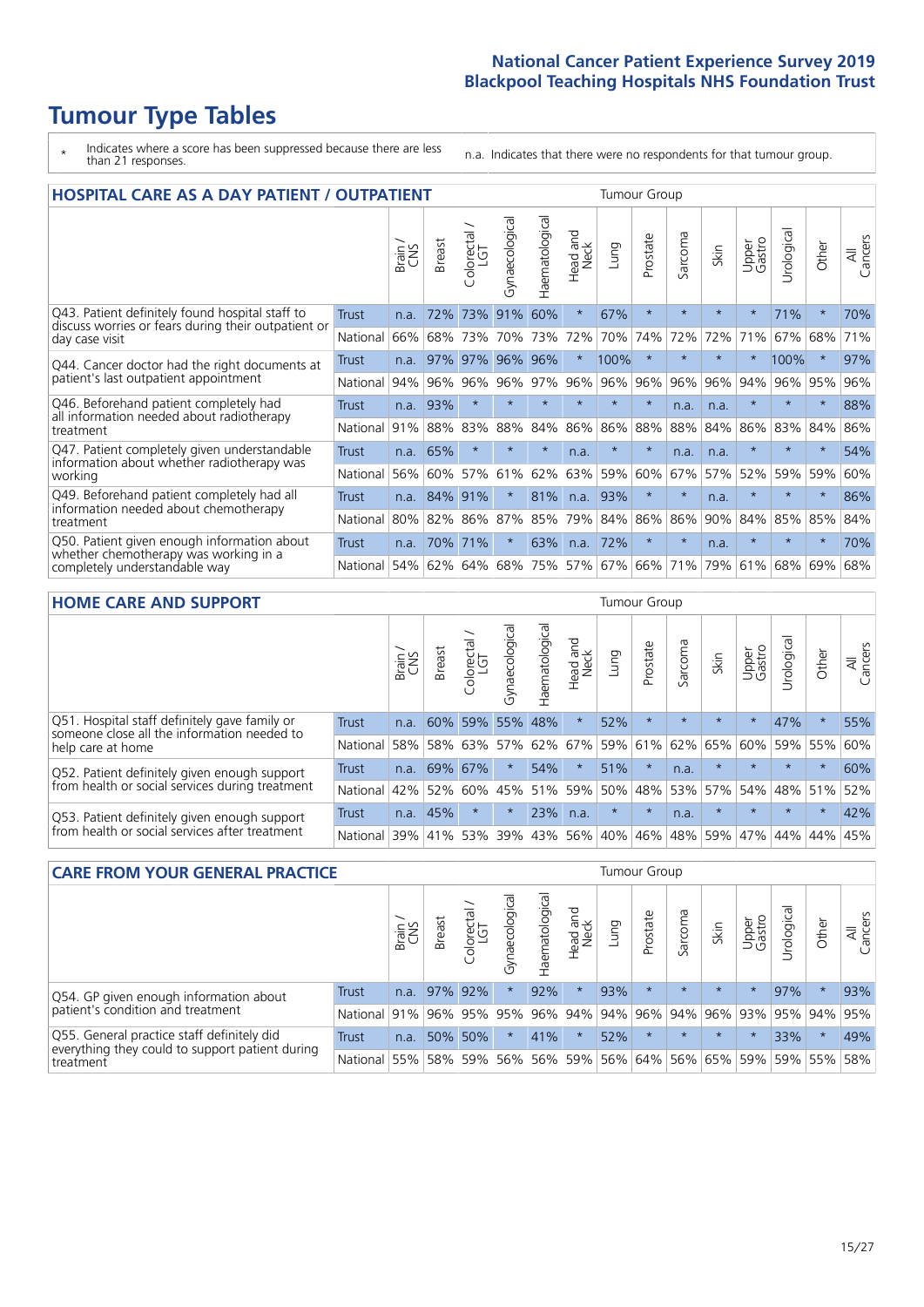# Tumour Type Tables

\* Indicates where a score has been suppressed because there are less than 21 responses.

n.a. Indicates that there were no respondents for that tumour group.

## HOSPITAL CARE AS A DAY PATIENT / OUTPATIENT

| | | Brain / CNS | Breast | Colorectal / LGT | Gynaecological | Haematological | Head and Neck | Lung | Prostate | Sarcoma | Skin | Upper Gastro | Urological | Other | All Cancers |
|---|---|---|---|---|---|---|---|---|---|---|---|---|---|---|---|
| Q43. Patient definitely found hospital staff to discuss worries or fears during their outpatient or day case visit | Trust | n.a. | 72% | 73% | 91% | 60% | * | 67% | * | * | * | * | 71% | * | 70% |
| | National | 66% | 68% | 73% | 70% | 73% | 72% | 70% | 74% | 72% | 72% | 71% | 67% | 68% | 71% |
| Q44. Cancer doctor had the right documents at patient's last outpatient appointment | Trust | n.a. | 97% | 97% | 96% | 96% | * | 100% | * | * | * | * | 100% | * | 97% |
| | National | 94% | 96% | 96% | 96% | 97% | 96% | 96% | 96% | 96% | 96% | 94% | 96% | 95% | 96% |
| Q46. Beforehand patient completely had all information needed about radiotherapy treatment | Trust | n.a. | 93% | * | * | * | * | * | * | n.a. | n.a. | * | * | * | 88% |
| | National | 91% | 88% | 83% | 88% | 84% | 86% | 86% | 88% | 88% | 84% | 86% | 83% | 84% | 86% |
| Q47. Patient completely given understandable information about whether radiotherapy was working | Trust | n.a. | 65% | * | * | * | n.a. | * | * | n.a. | n.a. | * | * | * | 54% |
| | National | 56% | 60% | 57% | 61% | 62% | 63% | 59% | 60% | 67% | 57% | 52% | 59% | 59% | 60% |
| Q49. Beforehand patient completely had all information needed about chemotherapy treatment | Trust | n.a. | 84% | 91% | * | 81% | n.a. | 93% | * | * | n.a. | * | * | * | 86% |
| | National | 80% | 82% | 86% | 87% | 85% | 79% | 84% | 86% | 86% | 90% | 84% | 85% | 85% | 84% |
| Q50. Patient given enough information about whether chemotherapy was working in a completely understandable way | Trust | n.a. | 70% | 71% | * | 63% | n.a. | 72% | * | * | n.a. | * | * | * | 70% |
| | National | 54% | 62% | 64% | 68% | 75% | 57% | 67% | 66% | 71% | 79% | 61% | 68% | 69% | 68% |

## HOME CARE AND SUPPORT

| | | Brain / CNS | Breast | Colorectal / LGT | Gynaecological | Haematological | Head and Neck | Lung | Prostate | Sarcoma | Skin | Upper Gastro | Urological | Other | All Cancers |
|---|---|---|---|---|---|---|---|---|---|---|---|---|---|---|---|
| Q51. Hospital staff definitely gave family or someone close all the information needed to help care at home | Trust | n.a. | 60% | 59% | 55% | 48% | * | 52% | * | * | * | * | 47% | * | 55% |
| | National | 58% | 58% | 63% | 57% | 62% | 67% | 59% | 61% | 62% | 65% | 60% | 59% | 55% | 60% |
| Q52. Patient definitely given enough support from health or social services during treatment | Trust | n.a. | 69% | 67% | * | 54% | * | 51% | * | n.a. | * | * | * | * | 60% |
| | National | 42% | 52% | 60% | 45% | 51% | 59% | 50% | 48% | 53% | 57% | 54% | 48% | 51% | 52% |
| Q53. Patient definitely given enough support from health or social services after treatment | Trust | n.a. | 45% | * | * | 23% | n.a. | * | * | n.a. | * | * | * | * | 42% |
| | National | 39% | 41% | 53% | 39% | 43% | 56% | 40% | 46% | 48% | 59% | 47% | 44% | 44% | 45% |

## CARE FROM YOUR GENERAL PRACTICE

| | | Brain / CNS | Breast | Colorectal / LGT | Gynaecological | Haematological | Head and Neck | Lung | Prostate | Sarcoma | Skin | Upper Gastro | Urological | Other | All Cancers |
|---|---|---|---|---|---|---|---|---|---|---|---|---|---|---|---|
| Q54. GP given enough information about patient's condition and treatment | Trust | n.a. | 97% | 92% | * | 92% | * | 93% | * | * | * | * | 97% | * | 93% |
| | National | 91% | 96% | 95% | 95% | 96% | 94% | 94% | 96% | 94% | 96% | 93% | 95% | 94% | 95% |
| Q55. General practice staff definitely did everything they could to support patient during treatment | Trust | n.a. | 50% | 50% | * | 41% | * | 52% | * | * | * | * | 33% | * | 49% |
| | National | 55% | 58% | 59% | 56% | 56% | 59% | 56% | 64% | 56% | 65% | 59% | 59% | 55% | 58% |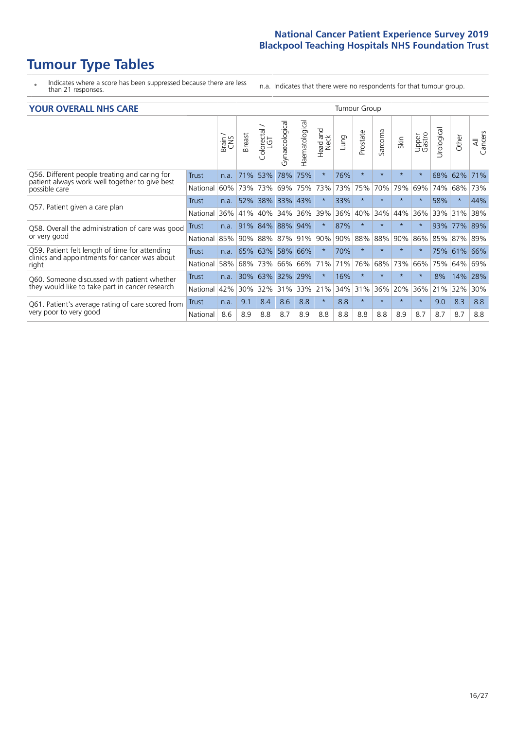# Tumour Type Tables

\* Indicates where a score has been suppressed because there are less than 21 responses.

n.a. Indicates that there were no respondents for that tumour group.

## YOUR OVERALL NHS CARE

| | | Brain / CNS | Breast | Colorectal / LGT | Gynaecological | Haematological | Head and Neck | Lung | Prostate | Sarcoma | Skin | Upper Gastro | Urological | Other | All Cancers |
|---|---|---|---|---|---|---|---|---|---|---|---|---|---|---|---|
| Q56. Different people treating and caring for patient always work well together to give best possible care | Trust | n.a. | 71% | 53% | 78% | 75% | * | 76% | * | * | * | * | 68% | 62% | 71% |
| | National | 60% | 73% | 73% | 69% | 75% | 73% | 73% | 75% | 70% | 79% | 69% | 74% | 68% | 73% |
| Q57. Patient given a care plan | Trust | n.a. | 52% | 38% | 33% | 43% | * | 33% | * | * | * | * | 58% | * | 44% |
| | National | 36% | 41% | 40% | 34% | 36% | 39% | 36% | 40% | 34% | 44% | 36% | 33% | 31% | 38% |
| Q58. Overall the administration of care was good or very good | Trust | n.a. | 91% | 84% | 88% | 94% | * | 87% | * | * | * | * | 93% | 77% | 89% |
| | National | 85% | 90% | 88% | 87% | 91% | 90% | 90% | 88% | 88% | 90% | 86% | 85% | 87% | 89% |
| Q59. Patient felt length of time for attending clinics and appointments for cancer was about right | Trust | n.a. | 65% | 63% | 58% | 66% | * | 70% | * | * | * | * | 75% | 61% | 66% |
| | National | 58% | 68% | 73% | 66% | 66% | 71% | 71% | 76% | 68% | 73% | 66% | 75% | 64% | 69% |
| Q60. Someone discussed with patient whether they would like to take part in cancer research | Trust | n.a. | 30% | 63% | 32% | 29% | * | 16% | * | * | * | * | 8% | 14% | 28% |
| | National | 42% | 30% | 32% | 31% | 33% | 21% | 34% | 31% | 36% | 20% | 36% | 21% | 32% | 30% |
| Q61. Patient's average rating of care scored from very poor to very good | Trust | n.a. | 9.1 | 8.4 | 8.6 | 8.8 | * | 8.8 | * | * | * | * | 9.0 | 8.3 | 8.8 |
| | National | 8.6 | 8.9 | 8.8 | 8.7 | 8.9 | 8.8 | 8.8 | 8.8 | 8.8 | 8.9 | 8.7 | 8.7 | 8.7 | 8.8 |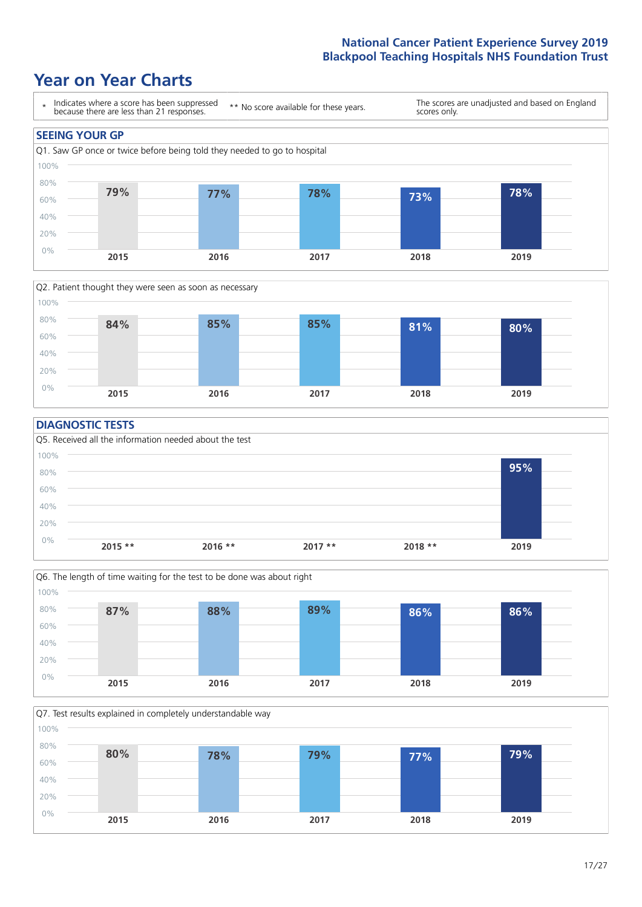# Year on Year Charts

\* Indicates where a score has been suppressed because there are less than 21 responses. ** No score available for these years. The scores are unadjusted and based on England scores only.

## SEEING YOUR GP

Q1. Saw GP once or twice before being told they needed to go to hospital

| 2015 | 2016 | 2017 | 2018 | 2019 |
|---|---|---|---|---|
| 79% | 77% | 78% | 73% | 78% |

Q2. Patient thought they were seen as soon as necessary

| 2015 | 2016 | 2017 | 2018 | 2019 |
|---|---|---|---|---|
| 84% | 85% | 85% | 81% | 80% |

## DIAGNOSTIC TESTS

Q5. Received all the information needed about the test

| 2015 ** | 2016 ** | 2017 ** | 2018 ** | 2019 |
|---|---|---|---|---|
| | | | | 95% |

Q6. The length of time waiting for the test to be done was about right

| 2015 | 2016 | 2017 | 2018 | 2019 |
|---|---|---|---|---|
| 87% | 88% | 89% | 86% | 86% |

Q7. Test results explained in completely understandable way

| 2015 | 2016 | 2017 | 2018 | 2019 |
|---|---|---|---|---|
| 80% | 78% | 79% | 77% | 79% |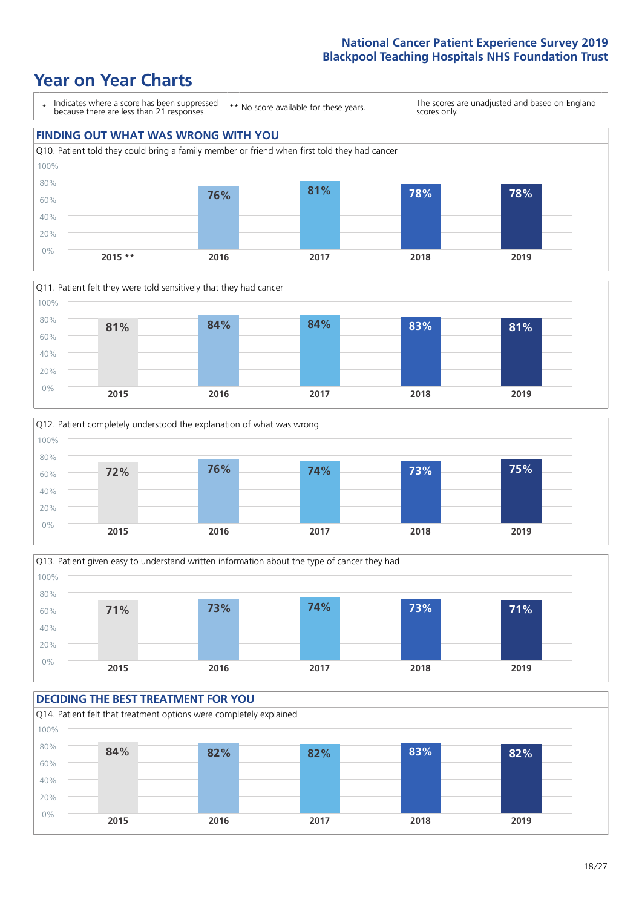# Year on Year Charts

\* Indicates where a score has been suppressed because there are less than 21 responses.

** No score available for these years.

The scores are unadjusted and based on England scores only.

## FINDING OUT WHAT WAS WRONG WITH YOU

Q10. Patient told they could bring a family member or friend when first told they had cancer

| 2015 ** | 2016 | 2017 | 2018 | 2019 |
|---|---|---|---|---|
| | 76% | 81% | 78% | 78% |

Q11. Patient felt they were told sensitively that they had cancer

| 2015 | 2016 | 2017 | 2018 | 2019 |
|---|---|---|---|---|
| 81% | 84% | 84% | 83% | 81% |

Q12. Patient completely understood the explanation of what was wrong

| 2015 | 2016 | 2017 | 2018 | 2019 |
|---|---|---|---|---|
| 72% | 76% | 74% | 73% | 75% |

Q13. Patient given easy to understand written information about the type of cancer they had

| 2015 | 2016 | 2017 | 2018 | 2019 |
|---|---|---|---|---|
| 71% | 73% | 74% | 73% | 71% |

## DECIDING THE BEST TREATMENT FOR YOU

Q14. Patient felt that treatment options were completely explained

| 2015 | 2016 | 2017 | 2018 | 2019 |
|---|---|---|---|---|
| 84% | 82% | 82% | 83% | 82% |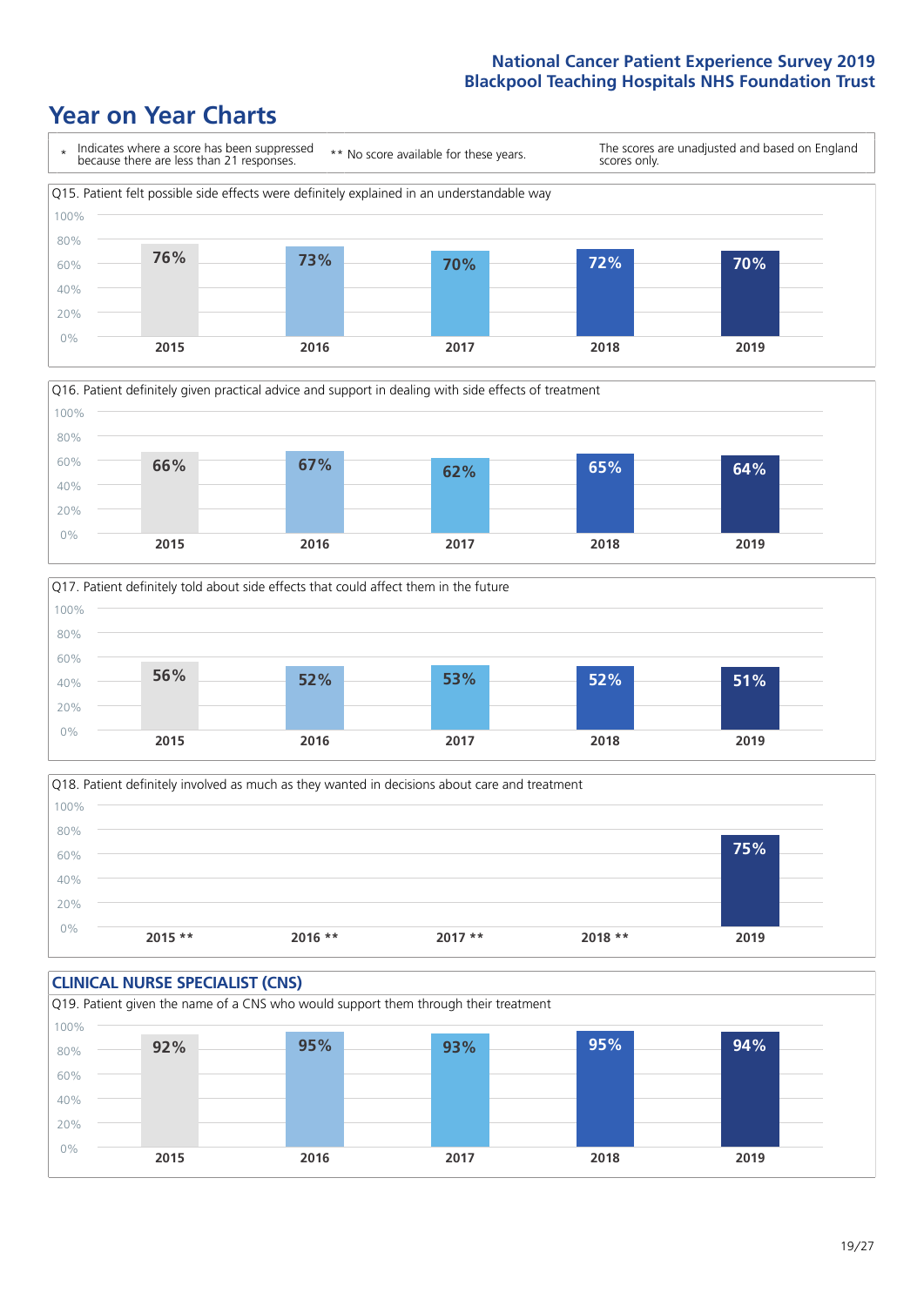# Year on Year Charts

\* Indicates where a score has been suppressed because there are less than 21 responses.

** No score available for these years.

The scores are unadjusted and based on England scores only.

Q15. Patient felt possible side effects were definitely explained in an understandable way

| 2015 | 2016 | 2017 | 2018 | 2019 |
|---|---|---|---|---|
| 76% | 73% | 70% | 72% | 70% |

Q16. Patient definitely given practical advice and support in dealing with side effects of treatment

| 2015 | 2016 | 2017 | 2018 | 2019 |
|---|---|---|---|---|
| 66% | 67% | 62% | 65% | 64% |

Q17. Patient definitely told about side effects that could affect them in the future

| 2015 | 2016 | 2017 | 2018 | 2019 |
|---|---|---|---|---|
| 56% | 52% | 53% | 52% | 51% |

Q18. Patient definitely involved as much as they wanted in decisions about care and treatment

| 2015 ** | 2016 ** | 2017 ** | 2018 ** | 2019 |
|---|---|---|---|---|
| | | | | 75% |

## CLINICAL NURSE SPECIALIST (CNS)

Q19. Patient given the name of a CNS who would support them through their treatment

| 2015 | 2016 | 2017 | 2018 | 2019 |
|---|---|---|---|---|
| 92% | 95% | 93% | 95% | 94% |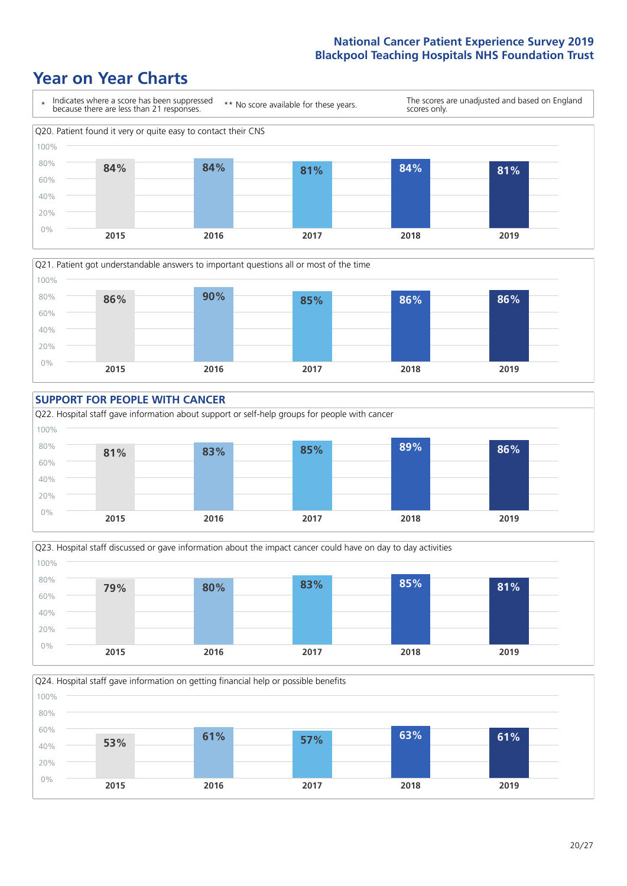# Year on Year Charts

\* Indicates where a score has been suppressed because there are less than 21 responses.

** No score available for these years.

The scores are unadjusted and based on England scores only.

Q20. Patient found it very or quite easy to contact their CNS

| 2015 | 2016 | 2017 | 2018 | 2019 |
|---|---|---|---|---|
| 84% | 84% | 81% | 84% | 81% |

Q21. Patient got understandable answers to important questions all or most of the time

| 2015 | 2016 | 2017 | 2018 | 2019 |
|---|---|---|---|---|
| 86% | 90% | 85% | 86% | 86% |

## SUPPORT FOR PEOPLE WITH CANCER

Q22. Hospital staff gave information about support or self-help groups for people with cancer

| 2015 | 2016 | 2017 | 2018 | 2019 |
|---|---|---|---|---|
| 81% | 83% | 85% | 89% | 86% |

Q23. Hospital staff discussed or gave information about the impact cancer could have on day to day activities

| 2015 | 2016 | 2017 | 2018 | 2019 |
|---|---|---|---|---|
| 79% | 80% | 83% | 85% | 81% |

Q24. Hospital staff gave information on getting financial help or possible benefits

| 2015 | 2016 | 2017 | 2018 | 2019 |
|---|---|---|---|---|
| 53% | 61% | 57% | 63% | 61% |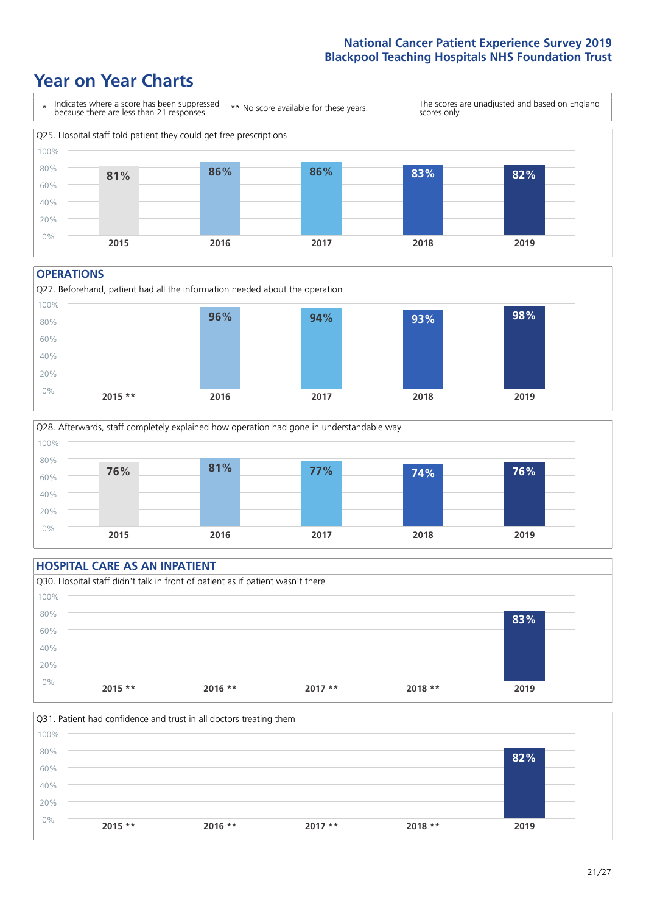# Year on Year Charts

\* Indicates where a score has been suppressed because there are less than 21 responses.

** No score available for these years.

The scores are unadjusted and based on England scores only.

Q25. Hospital staff told patient they could get free prescriptions

| 2015 | 2016 | 2017 | 2018 | 2019 |
|---|---|---|---|---|
| 81% | 86% | 86% | 83% | 82% |

## OPERATIONS

Q27. Beforehand, patient had all the information needed about the operation

| 2015 ** | 2016 | 2017 | 2018 | 2019 |
|---|---|---|---|---|
| | 96% | 94% | 93% | 98% |

Q28. Afterwards, staff completely explained how operation had gone in understandable way

| 2015 | 2016 | 2017 | 2018 | 2019 |
|---|---|---|---|---|
| 76% | 81% | 77% | 74% | 76% |

## HOSPITAL CARE AS AN INPATIENT

Q30. Hospital staff didn't talk in front of patient as if patient wasn't there

| 2015 ** | 2016 ** | 2017 ** | 2018 ** | 2019 |
|---|---|---|---|---|
| | | | | 83% |

Q31. Patient had confidence and trust in all doctors treating them

| 2015 ** | 2016 ** | 2017 ** | 2018 ** | 2019 |
|---|---|---|---|---|
| | | | | 82% |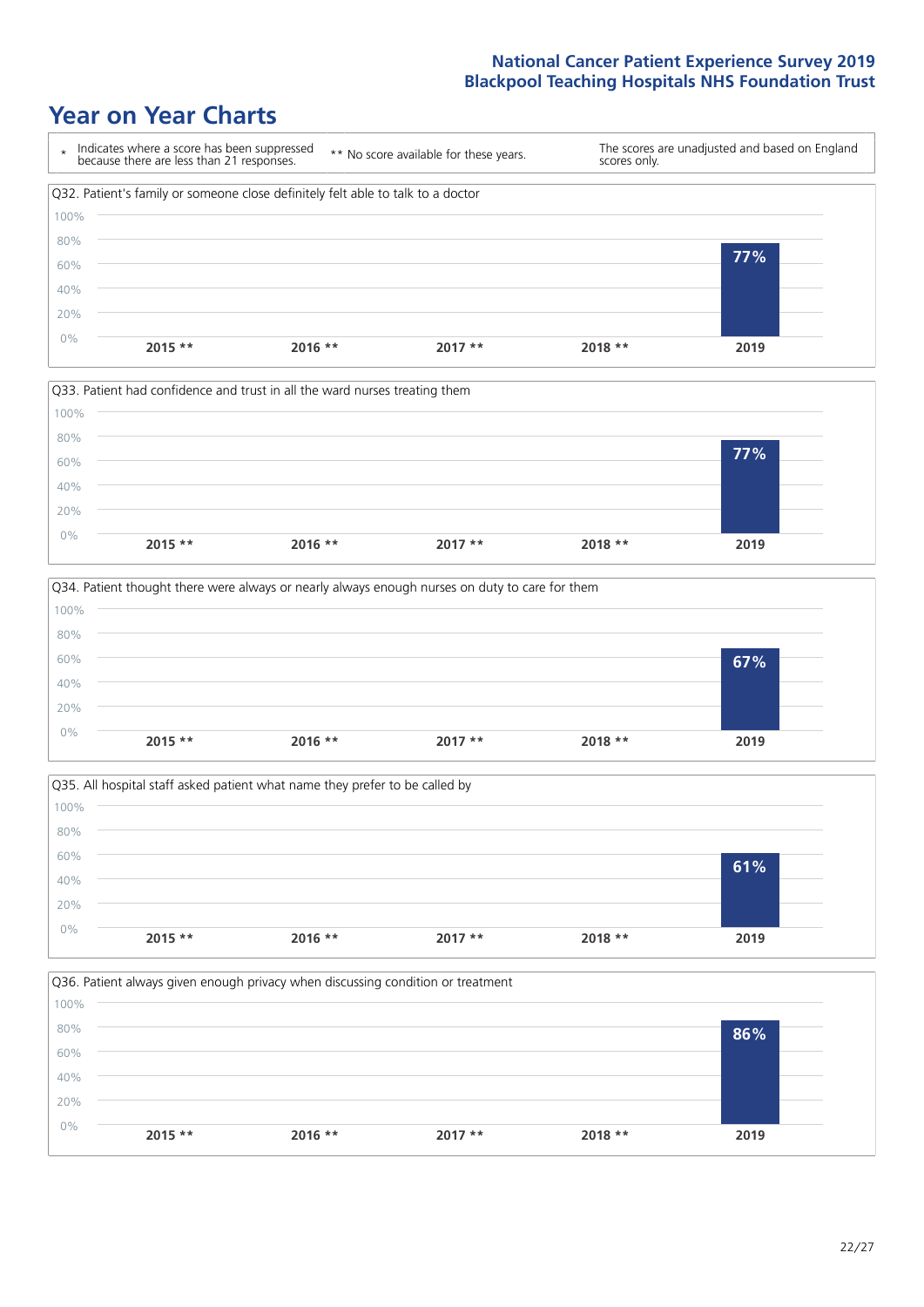# Year on Year Charts

\* Indicates where a score has been suppressed because there are less than 21 responses.

** No score available for these years.

The scores are unadjusted and based on England scores only.

Q32. Patient's family or someone close definitely felt able to talk to a doctor

| 2015 ** | 2016 ** | 2017 ** | 2018 ** | 2019 |
|---|---|---|---|---|
| | | | | 77% |

Q33. Patient had confidence and trust in all the ward nurses treating them

| 2015 ** | 2016 ** | 2017 ** | 2018 ** | 2019 |
|---|---|---|---|---|
| | | | | 77% |

Q34. Patient thought there were always or nearly always enough nurses on duty to care for them

| 2015 ** | 2016 ** | 2017 ** | 2018 ** | 2019 |
|---|---|---|---|---|
| | | | | 67% |

Q35. All hospital staff asked patient what name they prefer to be called by

| 2015 ** | 2016 ** | 2017 ** | 2018 ** | 2019 |
|---|---|---|---|---|
| | | | | 61% |

Q36. Patient always given enough privacy when discussing condition or treatment

| 2015 ** | 2016 ** | 2017 ** | 2018 ** | 2019 |
|---|---|---|---|---|
| | | | | 86% |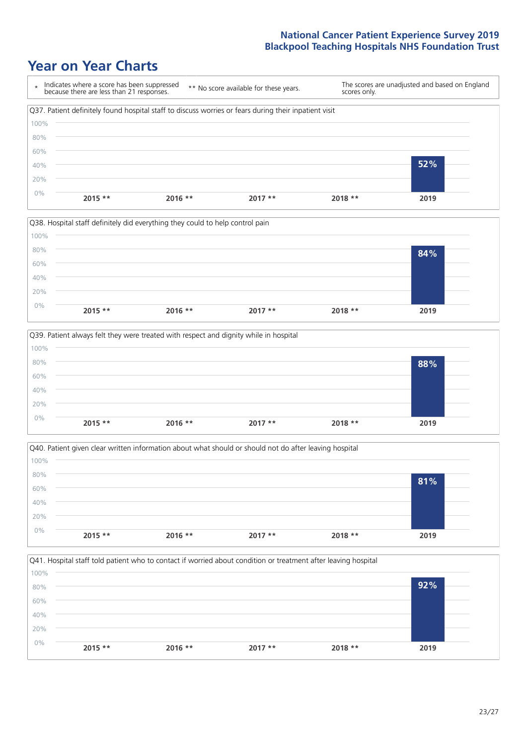# Year on Year Charts

\* Indicates where a score has been suppressed because there are less than 21 responses.

** No score available for these years.

The scores are unadjusted and based on England scores only.

Q37. Patient definitely found hospital staff to discuss worries or fears during their inpatient visit

| 2015 ** | 2016 ** | 2017 ** | 2018 ** | 2019 |
|---|---|---|---|---|
| | | | | 52% |

Q38. Hospital staff definitely did everything they could to help control pain

| 2015 ** | 2016 ** | 2017 ** | 2018 ** | 2019 |
|---|---|---|---|---|
| | | | | 84% |

Q39. Patient always felt they were treated with respect and dignity while in hospital

| 2015 ** | 2016 ** | 2017 ** | 2018 ** | 2019 |
|---|---|---|---|---|
| | | | | 88% |

Q40. Patient given clear written information about what should or should not do after leaving hospital

| 2015 ** | 2016 ** | 2017 ** | 2018 ** | 2019 |
|---|---|---|---|---|
| | | | | 81% |

Q41. Hospital staff told patient who to contact if worried about condition or treatment after leaving hospital

| 2015 ** | 2016 ** | 2017 ** | 2018 ** | 2019 |
|---|---|---|---|---|
| | | | | 92% |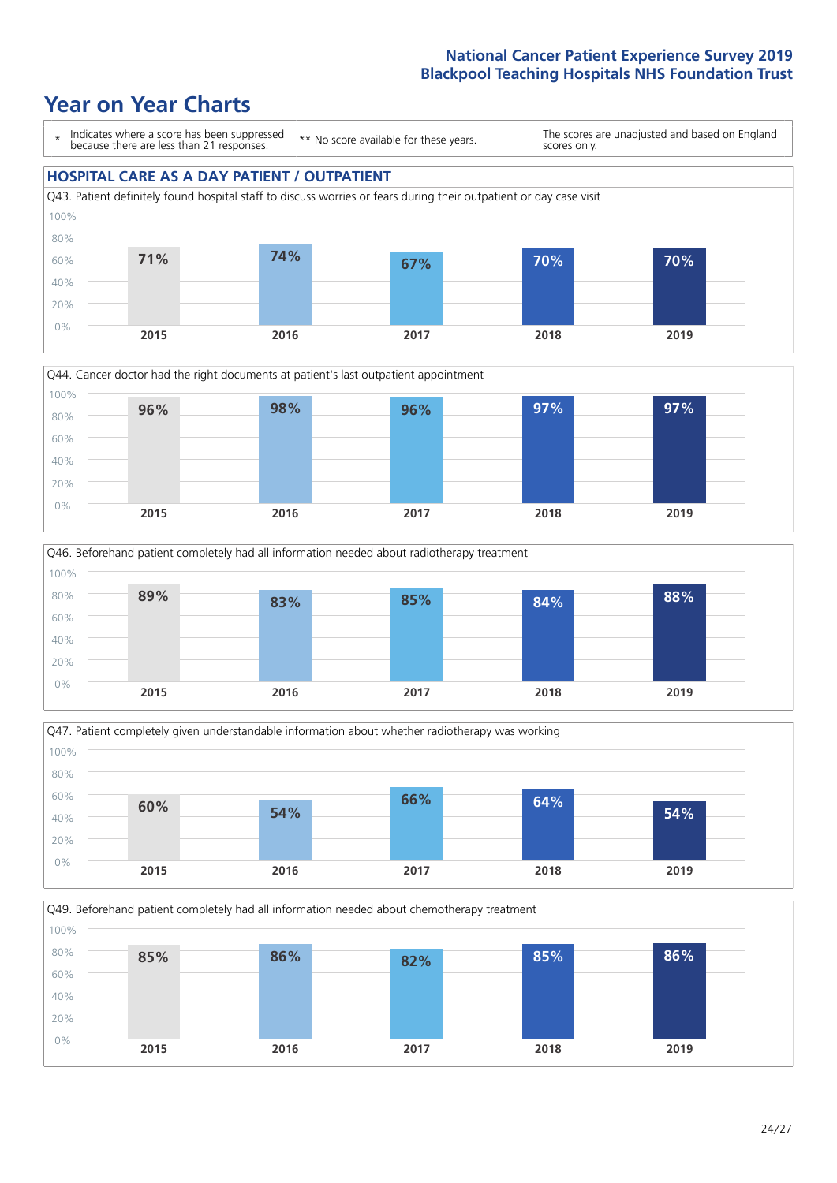# Year on Year Charts

\* Indicates where a score has been suppressed because there are less than 21 responses.

** No score available for these years.

The scores are unadjusted and based on England scores only.

## HOSPITAL CARE AS A DAY PATIENT / OUTPATIENT

Q43. Patient definitely found hospital staff to discuss worries or fears during their outpatient or day case visit

| 2015 | 2016 | 2017 | 2018 | 2019 |
|---|---|---|---|---|
| 71% | 74% | 67% | 70% | 70% |

Q44. Cancer doctor had the right documents at patient's last outpatient appointment

| 2015 | 2016 | 2017 | 2018 | 2019 |
|---|---|---|---|---|
| 96% | 98% | 96% | 97% | 97% |

Q46. Beforehand patient completely had all information needed about radiotherapy treatment

| 2015 | 2016 | 2017 | 2018 | 2019 |
|---|---|---|---|---|
| 89% | 83% | 85% | 84% | 88% |

Q47. Patient completely given understandable information about whether radiotherapy was working

| 2015 | 2016 | 2017 | 2018 | 2019 |
|---|---|---|---|---|
| 60% | 54% | 66% | 64% | 54% |

Q49. Beforehand patient completely had all information needed about chemotherapy treatment

| 2015 | 2016 | 2017 | 2018 | 2019 |
|---|---|---|---|---|
| 85% | 86% | 82% | 85% | 86% |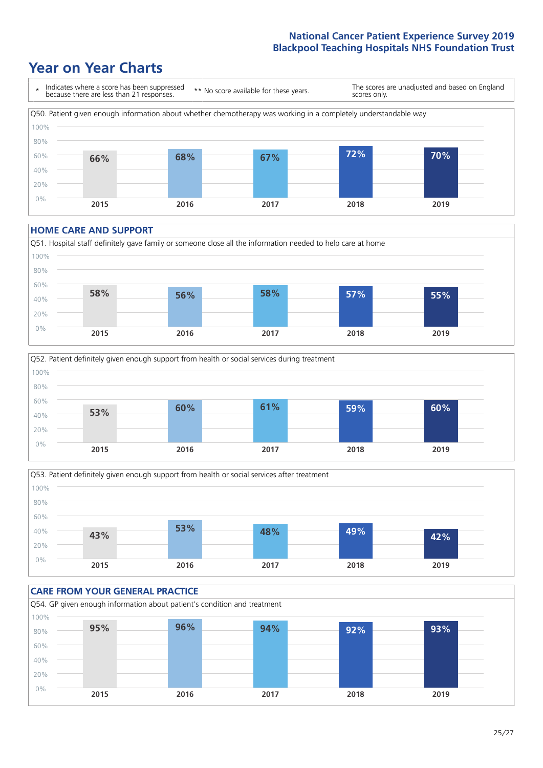# Year on Year Charts

\* Indicates where a score has been suppressed because there are less than 21 responses. ** No score available for these years. The scores are unadjusted and based on England scores only.

Q50. Patient given enough information about whether chemotherapy was working in a completely understandable way

| 2015 | 2016 | 2017 | 2018 | 2019 |
|---|---|---|---|---|
| 66% | 68% | 67% | 72% | 70% |

## HOME CARE AND SUPPORT

Q51. Hospital staff definitely gave family or someone close all the information needed to help care at home

| 2015 | 2016 | 2017 | 2018 | 2019 |
|---|---|---|---|---|
| 58% | 56% | 58% | 57% | 55% |

Q52. Patient definitely given enough support from health or social services during treatment

| 2015 | 2016 | 2017 | 2018 | 2019 |
|---|---|---|---|---|
| 53% | 60% | 61% | 59% | 60% |

Q53. Patient definitely given enough support from health or social services after treatment

| 2015 | 2016 | 2017 | 2018 | 2019 |
|---|---|---|---|---|
| 43% | 53% | 48% | 49% | 42% |

## CARE FROM YOUR GENERAL PRACTICE

Q54. GP given enough information about patient's condition and treatment

| 2015 | 2016 | 2017 | 2018 | 2019 |
|---|---|---|---|---|
| 95% | 96% | 94% | 92% | 93% |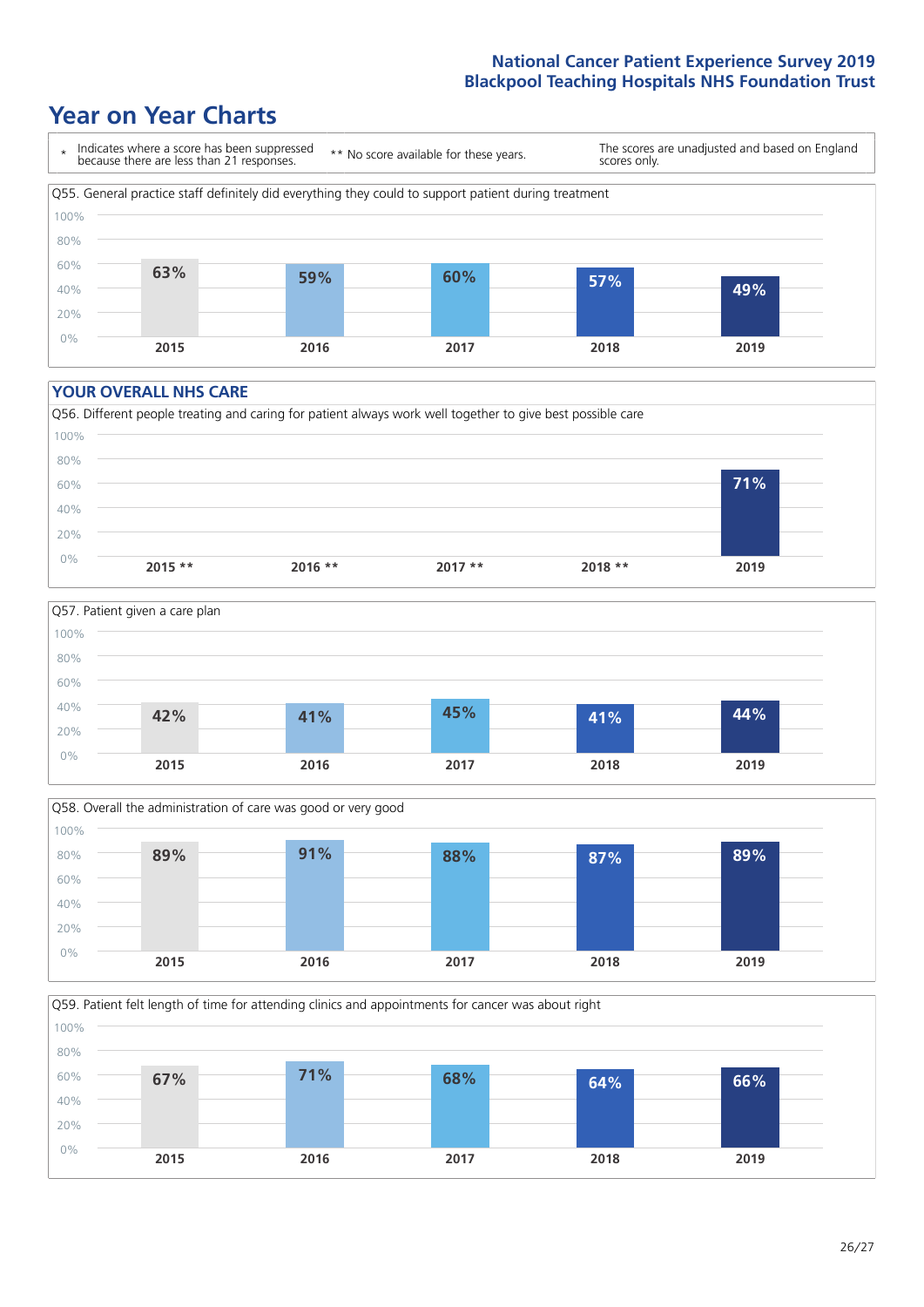## Year on Year Charts

| * | Indicates where a score has been suppressed because there are less than 21 responses. | ** No score available for these years. | The scores are unadjusted and based on England scores only. |
|---|---|---|---|

Q55. General practice staff definitely did everything they could to support patient during treatment

| 2015 | 2016 | 2017 | 2018 | 2019 |
|---|---|---|---|---|
| 63% | 59% | 60% | 57% | 49% |

### YOUR OVERALL NHS CARE

Q56. Different people treating and caring for patient always work well together to give best possible care

| 2015 ** | 2016 ** | 2017 ** | 2018 ** | 2019 |
|---|---|---|---|---|
| | | | | 71% |

Q57. Patient given a care plan

| 2015 | 2016 | 2017 | 2018 | 2019 |
|---|---|---|---|---|
| 42% | 41% | 45% | 41% | 44% |

Q58. Overall the administration of care was good or very good

| 2015 | 2016 | 2017 | 2018 | 2019 |
|---|---|---|---|---|
| 89% | 91% | 88% | 87% | 89% |

Q59. Patient felt length of time for attending clinics and appointments for cancer was about right

| 2015 | 2016 | 2017 | 2018 | 2019 |
|---|---|---|---|---|
| 67% | 71% | 68% | 64% | 66% |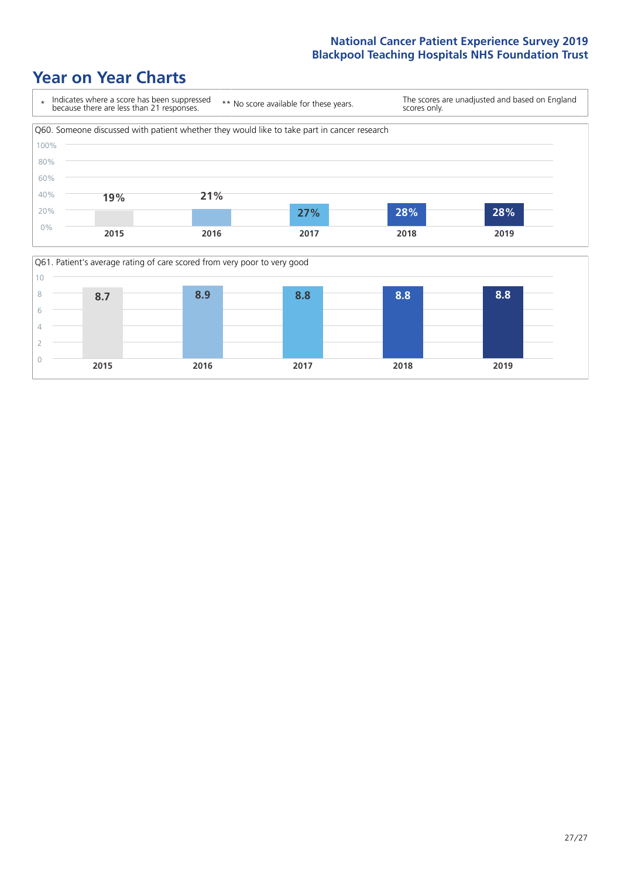# Year on Year Charts

\* Indicates where a score has been suppressed because there are less than 21 responses.

\*\* No score available for these years.

The scores are unadjusted and based on England scores only.

Q60. Someone discussed with patient whether they would like to take part in cancer research

100%
80%
60%
40%
20%
0%

19% 2015
21% 2016
27% 2017
28% 2018
28% 2019

Q61. Patient's average rating of care scored from very poor to very good

10
8
6
4
2
0

8.7 2015
8.9 2016
8.8 2017
8.8 2018
8.8 2019